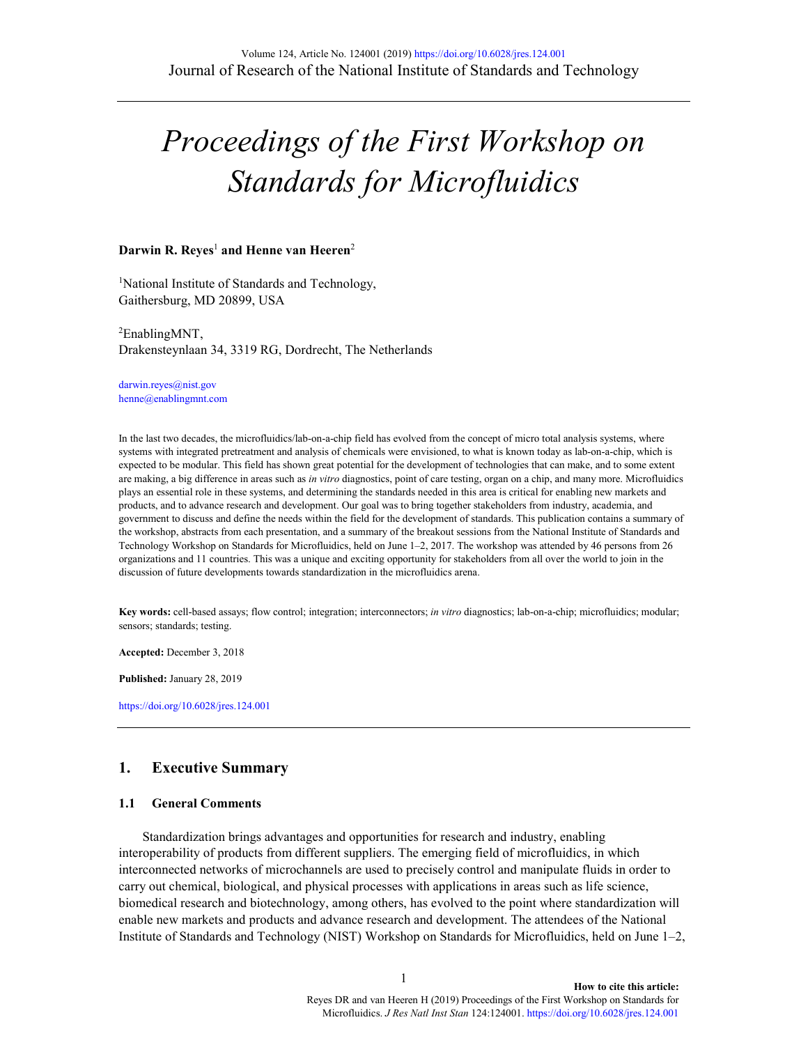# Proceedings of the First Workshop on Standards for Microfluidics

**Darwin R. Reyes**[1] **and Henne van Heeren**[2]

[1]National Institute of Standards and Technology,
Gaithersburg, MD 20899, USA

[2]EnablingMNT,
Drakensteynlaan 34, 3319 RG, Dordrecht, The Netherlands

darwin.reyes@nist.gov
henne@enablingmnt.com

In the last two decades, the microfluidics/lab-on-a-chip field has evolved from the concept of micro total analysis systems, where systems with integrated pretreatment and analysis of chemicals were envisioned, to what is known today as lab-on-a-chip, which is expected to be modular. This field has shown great potential for the development of technologies that can make, and to some extent are making, a big difference in areas such as *in vitro* diagnostics, point of care testing, organ on a chip, and many more. Microfluidics plays an essential role in these systems, and determining the standards needed in this area is critical for enabling new markets and products, and to advance research and development. Our goal was to bring together stakeholders from industry, academia, and government to discuss and define the needs within the field for the development of standards. This publication contains a summary of the workshop, abstracts from each presentation, and a summary of the breakout sessions from the National Institute of Standards and Technology Workshop on Standards for Microfluidics, held on June 1–2, 2017. The workshop was attended by 46 persons from 26 organizations and 11 countries. This was a unique and exciting opportunity for stakeholders from all over the world to join in the discussion of future developments towards standardization in the microfluidics arena.

**Key words:** cell-based assays; flow control; integration; interconnectors; *in vitro* diagnostics; lab-on-a-chip; microfluidics; modular; sensors; standards; testing.

**Accepted:** December 3, 2018

**Published:** January 28, 2019

https://doi.org/10.6028/jres.124.001

## 1. Executive Summary

### 1.1 General Comments

Standardization brings advantages and opportunities for research and industry, enabling interoperability of products from different suppliers. The emerging field of microfluidics, in which interconnected networks of microchannels are used to precisely control and manipulate fluids in order to carry out chemical, biological, and physical processes with applications in areas such as life science, biomedical research and biotechnology, among others, has evolved to the point where standardization will enable new markets and products and advance research and development. The attendees of the National Institute of Standards and Technology (NIST) Workshop on Standards for Microfluidics, held on June 1–2,

**How to cite this article:**
Reyes DR and van Heeren H (2019) Proceedings of the First Workshop on Standards for Microfluidics. *J Res Natl Inst Stan* 124:124001. https://doi.org/10.6028/jres.124.001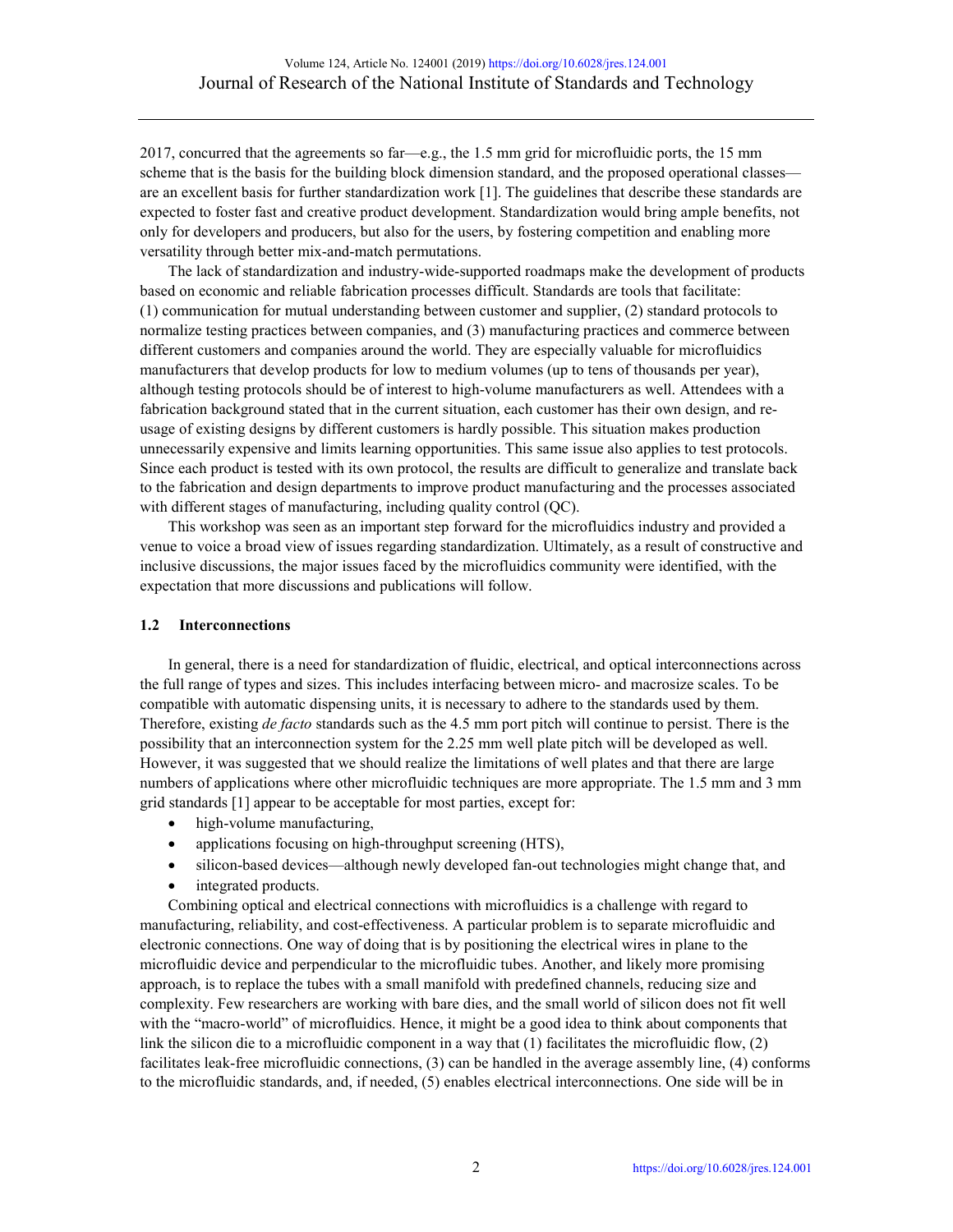2017, concurred that the agreements so far—e.g., the 1.5 mm grid for microfluidic ports, the 15 mm scheme that is the basis for the building block dimension standard, and the proposed operational classes—are an excellent basis for further standardization work [1]. The guidelines that describe these standards are expected to foster fast and creative product development. Standardization would bring ample benefits, not only for developers and producers, but also for the users, by fostering competition and enabling more versatility through better mix-and-match permutations.

The lack of standardization and industry-wide-supported roadmaps make the development of products based on economic and reliable fabrication processes difficult. Standards are tools that facilitate: (1) communication for mutual understanding between customer and supplier, (2) standard protocols to normalize testing practices between companies, and (3) manufacturing practices and commerce between different customers and companies around the world. They are especially valuable for microfluidics manufacturers that develop products for low to medium volumes (up to tens of thousands per year), although testing protocols should be of interest to high-volume manufacturers as well. Attendees with a fabrication background stated that in the current situation, each customer has their own design, and re-usage of existing designs by different customers is hardly possible. This situation makes production unnecessarily expensive and limits learning opportunities. This same issue also applies to test protocols. Since each product is tested with its own protocol, the results are difficult to generalize and translate back to the fabrication and design departments to improve product manufacturing and the processes associated with different stages of manufacturing, including quality control (QC).

This workshop was seen as an important step forward for the microfluidics industry and provided a venue to voice a broad view of issues regarding standardization. Ultimately, as a result of constructive and inclusive discussions, the major issues faced by the microfluidics community were identified, with the expectation that more discussions and publications will follow.

### 1.2 Interconnections

In general, there is a need for standardization of fluidic, electrical, and optical interconnections across the full range of types and sizes. This includes interfacing between micro- and macrosize scales. To be compatible with automatic dispensing units, it is necessary to adhere to the standards used by them. Therefore, existing *de facto* standards such as the 4.5 mm port pitch will continue to persist. There is the possibility that an interconnection system for the 2.25 mm well plate pitch will be developed as well. However, it was suggested that we should realize the limitations of well plates and that there are large numbers of applications where other microfluidic techniques are more appropriate. The 1.5 mm and 3 mm grid standards [1] appear to be acceptable for most parties, except for:

- high-volume manufacturing,
- applications focusing on high-throughput screening (HTS),
- silicon-based devices—although newly developed fan-out technologies might change that, and
- integrated products.

Combining optical and electrical connections with microfluidics is a challenge with regard to manufacturing, reliability, and cost-effectiveness. A particular problem is to separate microfluidic and electronic connections. One way of doing that is by positioning the electrical wires in plane to the microfluidic device and perpendicular to the microfluidic tubes. Another, and likely more promising approach, is to replace the tubes with a small manifold with predefined channels, reducing size and complexity. Few researchers are working with bare dies, and the small world of silicon does not fit well with the "macro-world" of microfluidics. Hence, it might be a good idea to think about components that link the silicon die to a microfluidic component in a way that (1) facilitates the microfluidic flow, (2) facilitates leak-free microfluidic connections, (3) can be handled in the average assembly line, (4) conforms to the microfluidic standards, and, if needed, (5) enables electrical interconnections. One side will be in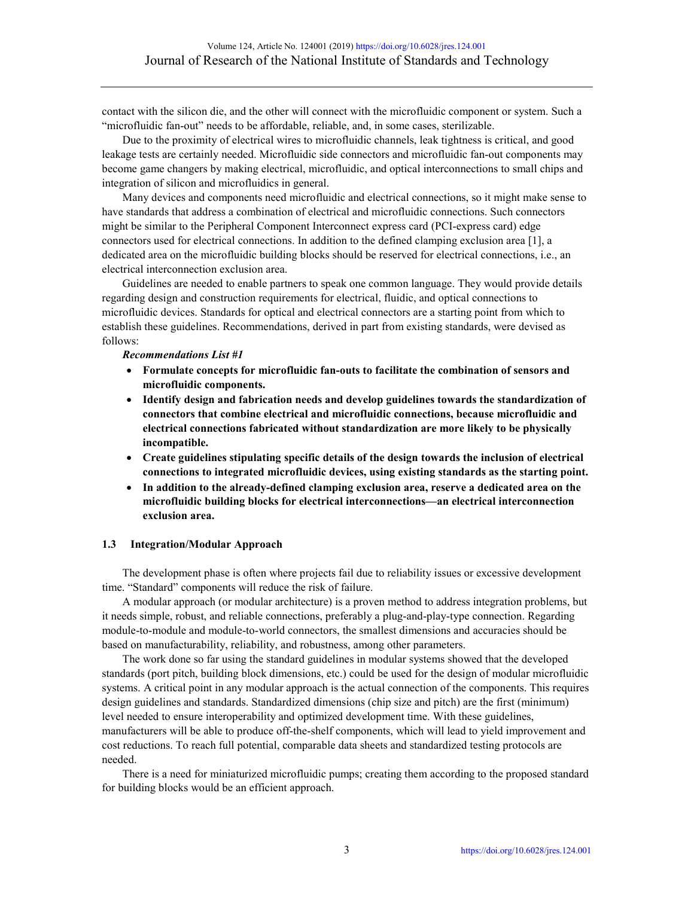contact with the silicon die, and the other will connect with the microfluidic component or system. Such a "microfluidic fan-out" needs to be affordable, reliable, and, in some cases, sterilizable.

Due to the proximity of electrical wires to microfluidic channels, leak tightness is critical, and good leakage tests are certainly needed. Microfluidic side connectors and microfluidic fan-out components may become game changers by making electrical, microfluidic, and optical interconnections to small chips and integration of silicon and microfluidics in general.

Many devices and components need microfluidic and electrical connections, so it might make sense to have standards that address a combination of electrical and microfluidic connections. Such connectors might be similar to the Peripheral Component Interconnect express card (PCI-express card) edge connectors used for electrical connections. In addition to the defined clamping exclusion area [1], a dedicated area on the microfluidic building blocks should be reserved for electrical connections, i.e., an electrical interconnection exclusion area.

Guidelines are needed to enable partners to speak one common language. They would provide details regarding design and construction requirements for electrical, fluidic, and optical connections to microfluidic devices. Standards for optical and electrical connectors are a starting point from which to establish these guidelines. Recommendations, derived in part from existing standards, were devised as follows:

***Recommendations List #1***

- **Formulate concepts for microfluidic fan-outs to facilitate the combination of sensors and microfluidic components.**
- **Identify design and fabrication needs and develop guidelines towards the standardization of connectors that combine electrical and microfluidic connections, because microfluidic and electrical connections fabricated without standardization are more likely to be physically incompatible.**
- **Create guidelines stipulating specific details of the design towards the inclusion of electrical connections to integrated microfluidic devices, using existing standards as the starting point.**
- **In addition to the already-defined clamping exclusion area, reserve a dedicated area on the microfluidic building blocks for electrical interconnections—an electrical interconnection exclusion area.**

### 1.3 Integration/Modular Approach

The development phase is often where projects fail due to reliability issues or excessive development time. "Standard" components will reduce the risk of failure.

A modular approach (or modular architecture) is a proven method to address integration problems, but it needs simple, robust, and reliable connections, preferably a plug-and-play-type connection. Regarding module-to-module and module-to-world connectors, the smallest dimensions and accuracies should be based on manufacturability, reliability, and robustness, among other parameters.

The work done so far using the standard guidelines in modular systems showed that the developed standards (port pitch, building block dimensions, etc.) could be used for the design of modular microfluidic systems. A critical point in any modular approach is the actual connection of the components. This requires design guidelines and standards. Standardized dimensions (chip size and pitch) are the first (minimum) level needed to ensure interoperability and optimized development time. With these guidelines, manufacturers will be able to produce off-the-shelf components, which will lead to yield improvement and cost reductions. To reach full potential, comparable data sheets and standardized testing protocols are needed.

There is a need for miniaturized microfluidic pumps; creating them according to the proposed standard for building blocks would be an efficient approach.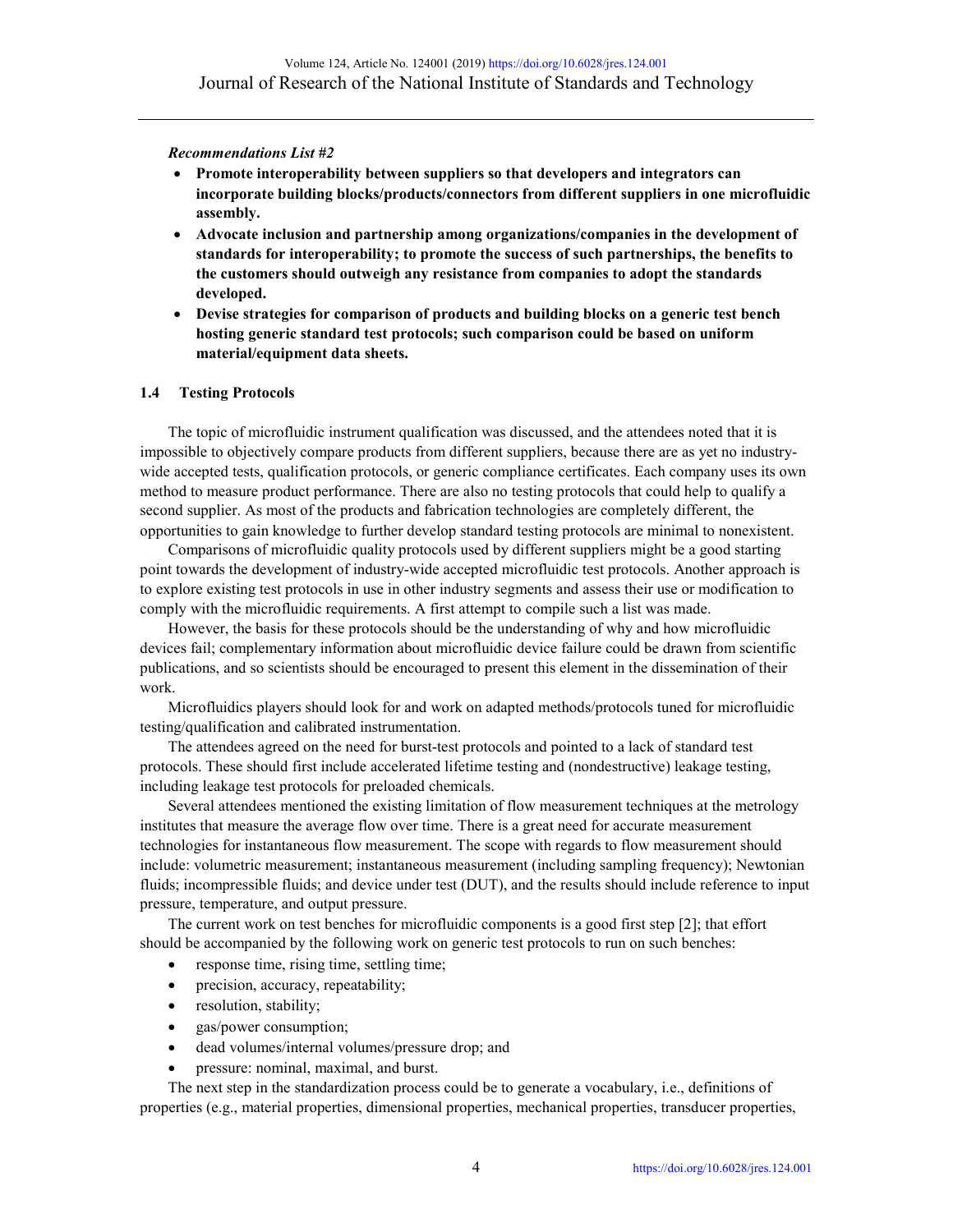*Recommendations List #2*

- **Promote interoperability between suppliers so that developers and integrators can incorporate building blocks/products/connectors from different suppliers in one microfluidic assembly.**
- **Advocate inclusion and partnership among organizations/companies in the development of standards for interoperability; to promote the success of such partnerships, the benefits to the customers should outweigh any resistance from companies to adopt the standards developed.**
- **Devise strategies for comparison of products and building blocks on a generic test bench hosting generic standard test protocols; such comparison could be based on uniform material/equipment data sheets.**

### 1.4 Testing Protocols

The topic of microfluidic instrument qualification was discussed, and the attendees noted that it is impossible to objectively compare products from different suppliers, because there are as yet no industry-wide accepted tests, qualification protocols, or generic compliance certificates. Each company uses its own method to measure product performance. There are also no testing protocols that could help to qualify a second supplier. As most of the products and fabrication technologies are completely different, the opportunities to gain knowledge to further develop standard testing protocols are minimal to nonexistent.

Comparisons of microfluidic quality protocols used by different suppliers might be a good starting point towards the development of industry-wide accepted microfluidic test protocols. Another approach is to explore existing test protocols in use in other industry segments and assess their use or modification to comply with the microfluidic requirements. A first attempt to compile such a list was made.

However, the basis for these protocols should be the understanding of why and how microfluidic devices fail; complementary information about microfluidic device failure could be drawn from scientific publications, and so scientists should be encouraged to present this element in the dissemination of their work.

Microfluidics players should look for and work on adapted methods/protocols tuned for microfluidic testing/qualification and calibrated instrumentation.

The attendees agreed on the need for burst-test protocols and pointed to a lack of standard test protocols. These should first include accelerated lifetime testing and (nondestructive) leakage testing, including leakage test protocols for preloaded chemicals.

Several attendees mentioned the existing limitation of flow measurement techniques at the metrology institutes that measure the average flow over time. There is a great need for accurate measurement technologies for instantaneous flow measurement. The scope with regards to flow measurement should include: volumetric measurement; instantaneous measurement (including sampling frequency); Newtonian fluids; incompressible fluids; and device under test (DUT), and the results should include reference to input pressure, temperature, and output pressure.

The current work on test benches for microfluidic components is a good first step [2]; that effort should be accompanied by the following work on generic test protocols to run on such benches:

- response time, rising time, settling time;
- precision, accuracy, repeatability;
- resolution, stability;
- gas/power consumption;
- dead volumes/internal volumes/pressure drop; and
- pressure: nominal, maximal, and burst.

The next step in the standardization process could be to generate a vocabulary, i.e., definitions of properties (e.g., material properties, dimensional properties, mechanical properties, transducer properties,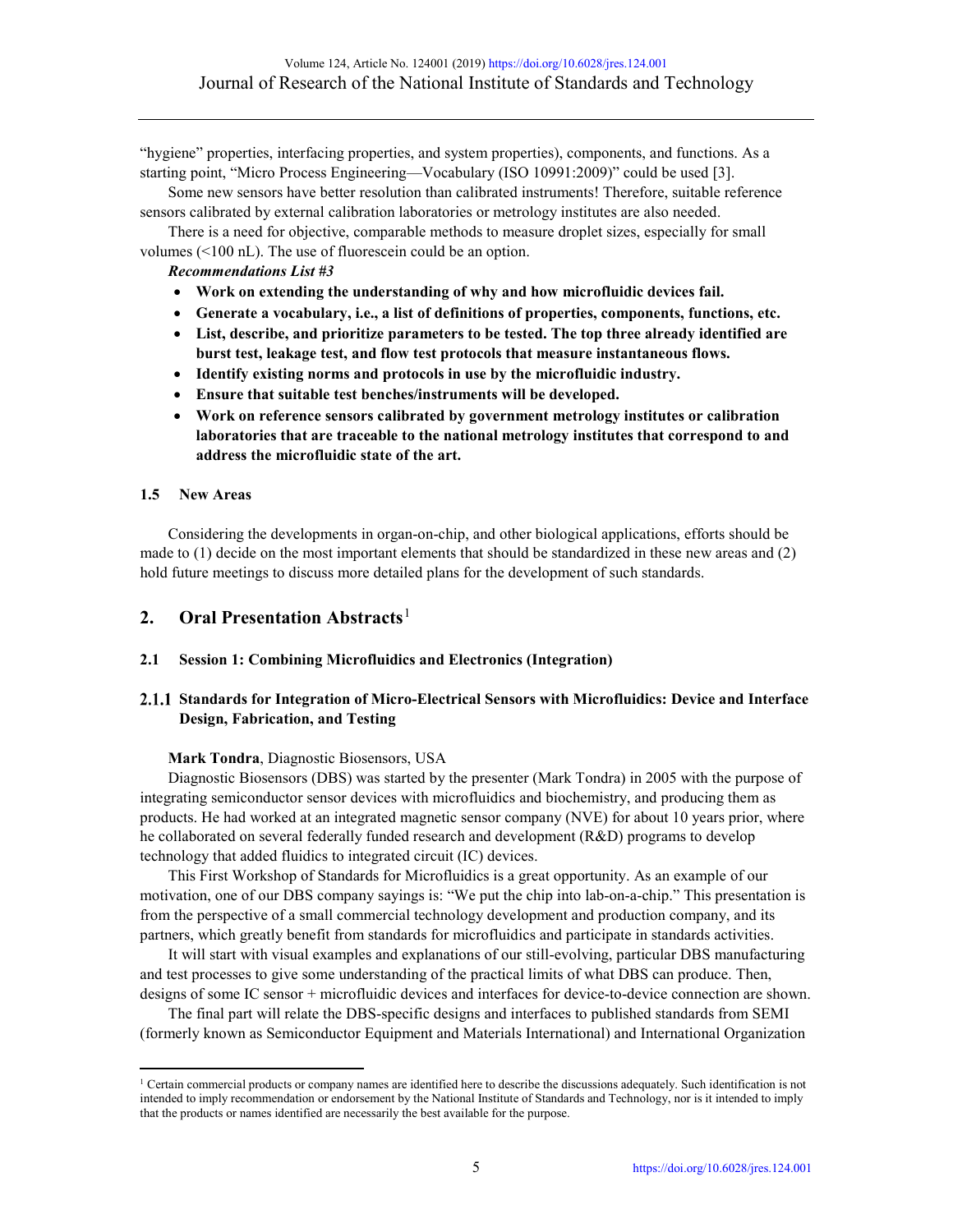"hygiene" properties, interfacing properties, and system properties), components, and functions. As a starting point, "Micro Process Engineering—Vocabulary (ISO 10991:2009)" could be used [3].

Some new sensors have better resolution than calibrated instruments! Therefore, suitable reference sensors calibrated by external calibration laboratories or metrology institutes are also needed.

There is a need for objective, comparable methods to measure droplet sizes, especially for small volumes (<100 nL). The use of fluorescein could be an option.

***Recommendations List #3***

- **Work on extending the understanding of why and how microfluidic devices fail.**
- **Generate a vocabulary, i.e., a list of definitions of properties, components, functions, etc.**
- **List, describe, and prioritize parameters to be tested. The top three already identified are burst test, leakage test, and flow test protocols that measure instantaneous flows.**
- **Identify existing norms and protocols in use by the microfluidic industry.**
- **Ensure that suitable test benches/instruments will be developed.**
- **Work on reference sensors calibrated by government metrology institutes or calibration laboratories that are traceable to the national metrology institutes that correspond to and address the microfluidic state of the art.**

### 1.5 New Areas

Considering the developments in organ-on-chip, and other biological applications, efforts should be made to (1) decide on the most important elements that should be standardized in these new areas and (2) hold future meetings to discuss more detailed plans for the development of such standards.

## 2. Oral Presentation Abstracts[1]

### 2.1 Session 1: Combining Microfluidics and Electronics (Integration)

#### 2.1.1 Standards for Integration of Micro-Electrical Sensors with Microfluidics: Device and Interface Design, Fabrication, and Testing

**Mark Tondra**, Diagnostic Biosensors, USA

Diagnostic Biosensors (DBS) was started by the presenter (Mark Tondra) in 2005 with the purpose of integrating semiconductor sensor devices with microfluidics and biochemistry, and producing them as products. He had worked at an integrated magnetic sensor company (NVE) for about 10 years prior, where he collaborated on several federally funded research and development (R&D) programs to develop technology that added fluidics to integrated circuit (IC) devices.

This First Workshop of Standards for Microfluidics is a great opportunity. As an example of our motivation, one of our DBS company sayings is: "We put the chip into lab-on-a-chip." This presentation is from the perspective of a small commercial technology development and production company, and its partners, which greatly benefit from standards for microfluidics and participate in standards activities.

It will start with visual examples and explanations of our still-evolving, particular DBS manufacturing and test processes to give some understanding of the practical limits of what DBS can produce. Then, designs of some IC sensor + microfluidic devices and interfaces for device-to-device connection are shown.

The final part will relate the DBS-specific designs and interfaces to published standards from SEMI (formerly known as Semiconductor Equipment and Materials International) and International Organization

[1] Certain commercial products or company names are identified here to describe the discussions adequately. Such identification is not intended to imply recommendation or endorsement by the National Institute of Standards and Technology, nor is it intended to imply that the products or names identified are necessarily the best available for the purpose.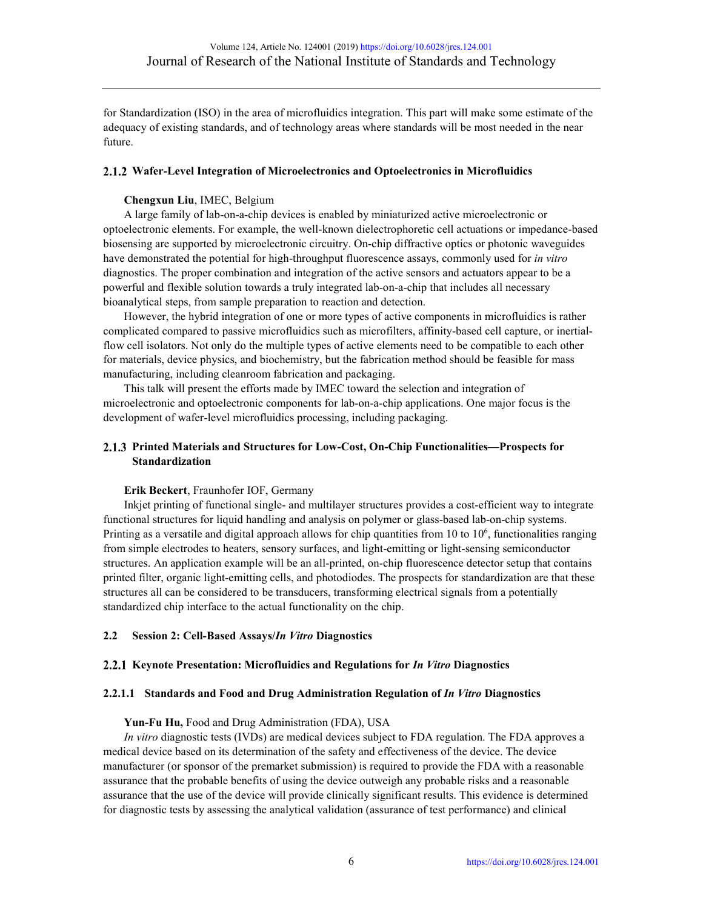for Standardization (ISO) in the area of microfluidics integration. This part will make some estimate of the adequacy of existing standards, and of technology areas where standards will be most needed in the near future.

### 2.1.2 Wafer-Level Integration of Microelectronics and Optoelectronics in Microfluidics

**Chengxun Liu**, IMEC, Belgium

A large family of lab-on-a-chip devices is enabled by miniaturized active microelectronic or optoelectronic elements. For example, the well-known dielectrophoretic cell actuations or impedance-based biosensing are supported by microelectronic circuitry. On-chip diffractive optics or photonic waveguides have demonstrated the potential for high-throughput fluorescence assays, commonly used for *in vitro* diagnostics. The proper combination and integration of the active sensors and actuators appear to be a powerful and flexible solution towards a truly integrated lab-on-a-chip that includes all necessary bioanalytical steps, from sample preparation to reaction and detection.

However, the hybrid integration of one or more types of active components in microfluidics is rather complicated compared to passive microfluidics such as microfilters, affinity-based cell capture, or inertial-flow cell isolators. Not only do the multiple types of active elements need to be compatible to each other for materials, device physics, and biochemistry, but the fabrication method should be feasible for mass manufacturing, including cleanroom fabrication and packaging.

This talk will present the efforts made by IMEC toward the selection and integration of microelectronic and optoelectronic components for lab-on-a-chip applications. One major focus is the development of wafer-level microfluidics processing, including packaging.

### 2.1.3 Printed Materials and Structures for Low-Cost, On-Chip Functionalities—Prospects for Standardization

**Erik Beckert**, Fraunhofer IOF, Germany

Inkjet printing of functional single- and multilayer structures provides a cost-efficient way to integrate functional structures for liquid handling and analysis on polymer or glass-based lab-on-chip systems. Printing as a versatile and digital approach allows for chip quantities from 10 to $10^6$, functionalities ranging from simple electrodes to heaters, sensory surfaces, and light-emitting or light-sensing semiconductor structures. An application example will be an all-printed, on-chip fluorescence detector setup that contains printed filter, organic light-emitting cells, and photodiodes. The prospects for standardization are that these structures all can be considered to be transducers, transforming electrical signals from a potentially standardized chip interface to the actual functionality on the chip.

## 2.2 Session 2: Cell-Based Assays/*In Vitro* Diagnostics

### 2.2.1 Keynote Presentation: Microfluidics and Regulations for *In Vitro* Diagnostics

#### 2.2.1.1 Standards and Food and Drug Administration Regulation of *In Vitro* Diagnostics

**Yun-Fu Hu,** Food and Drug Administration (FDA), USA

*In vitro* diagnostic tests (IVDs) are medical devices subject to FDA regulation. The FDA approves a medical device based on its determination of the safety and effectiveness of the device. The device manufacturer (or sponsor of the premarket submission) is required to provide the FDA with a reasonable assurance that the probable benefits of using the device outweigh any probable risks and a reasonable assurance that the use of the device will provide clinically significant results. This evidence is determined for diagnostic tests by assessing the analytical validation (assurance of test performance) and clinical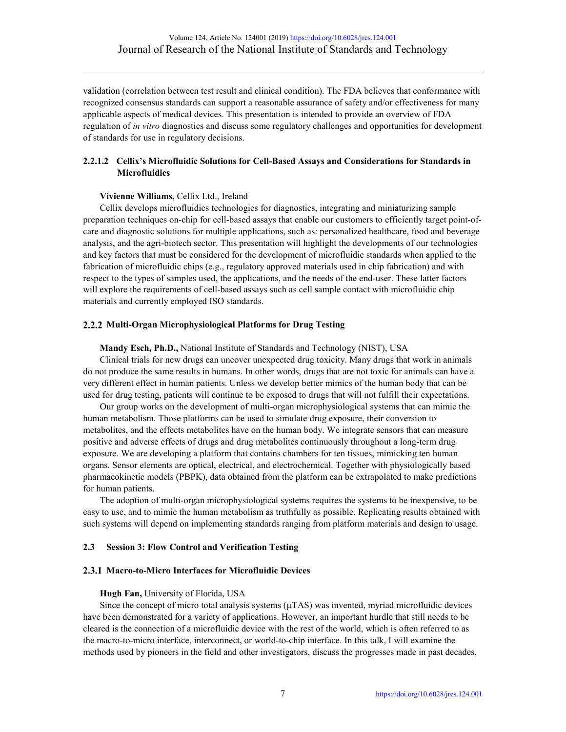validation (correlation between test result and clinical condition). The FDA believes that conformance with recognized consensus standards can support a reasonable assurance of safety and/or effectiveness for many applicable aspects of medical devices. This presentation is intended to provide an overview of FDA regulation of *in vitro* diagnostics and discuss some regulatory challenges and opportunities for development of standards for use in regulatory decisions.

#### 2.2.1.2 Cellix's Microfluidic Solutions for Cell-Based Assays and Considerations for Standards in Microfluidics

**Vivienne Williams,** Cellix Ltd., Ireland

Cellix develops microfluidics technologies for diagnostics, integrating and miniaturizing sample preparation techniques on-chip for cell-based assays that enable our customers to efficiently target point-of-care and diagnostic solutions for multiple applications, such as: personalized healthcare, food and beverage analysis, and the agri-biotech sector. This presentation will highlight the developments of our technologies and key factors that must be considered for the development of microfluidic standards when applied to the fabrication of microfluidic chips (e.g., regulatory approved materials used in chip fabrication) and with respect to the types of samples used, the applications, and the needs of the end-user. These latter factors will explore the requirements of cell-based assays such as cell sample contact with microfluidic chip materials and currently employed ISO standards.

### 2.2.2 Multi-Organ Microphysiological Platforms for Drug Testing

**Mandy Esch, Ph.D.,** National Institute of Standards and Technology (NIST), USA

Clinical trials for new drugs can uncover unexpected drug toxicity. Many drugs that work in animals do not produce the same results in humans. In other words, drugs that are not toxic for animals can have a very different effect in human patients. Unless we develop better mimics of the human body that can be used for drug testing, patients will continue to be exposed to drugs that will not fulfill their expectations.

Our group works on the development of multi-organ microphysiological systems that can mimic the human metabolism. Those platforms can be used to simulate drug exposure, their conversion to metabolites, and the effects metabolites have on the human body. We integrate sensors that can measure positive and adverse effects of drugs and drug metabolites continuously throughout a long-term drug exposure. We are developing a platform that contains chambers for ten tissues, mimicking ten human organs. Sensor elements are optical, electrical, and electrochemical. Together with physiologically based pharmacokinetic models (PBPK), data obtained from the platform can be extrapolated to make predictions for human patients.

The adoption of multi-organ microphysiological systems requires the systems to be inexpensive, to be easy to use, and to mimic the human metabolism as truthfully as possible. Replicating results obtained with such systems will depend on implementing standards ranging from platform materials and design to usage.

## 2.3 Session 3: Flow Control and Verification Testing

### 2.3.1 Macro-to-Micro Interfaces for Microfluidic Devices

**Hugh Fan,** University of Florida, USA

Since the concept of micro total analysis systems (µTAS) was invented, myriad microfluidic devices have been demonstrated for a variety of applications. However, an important hurdle that still needs to be cleared is the connection of a microfluidic device with the rest of the world, which is often referred to as the macro-to-micro interface, interconnect, or world-to-chip interface. In this talk, I will examine the methods used by pioneers in the field and other investigators, discuss the progresses made in past decades,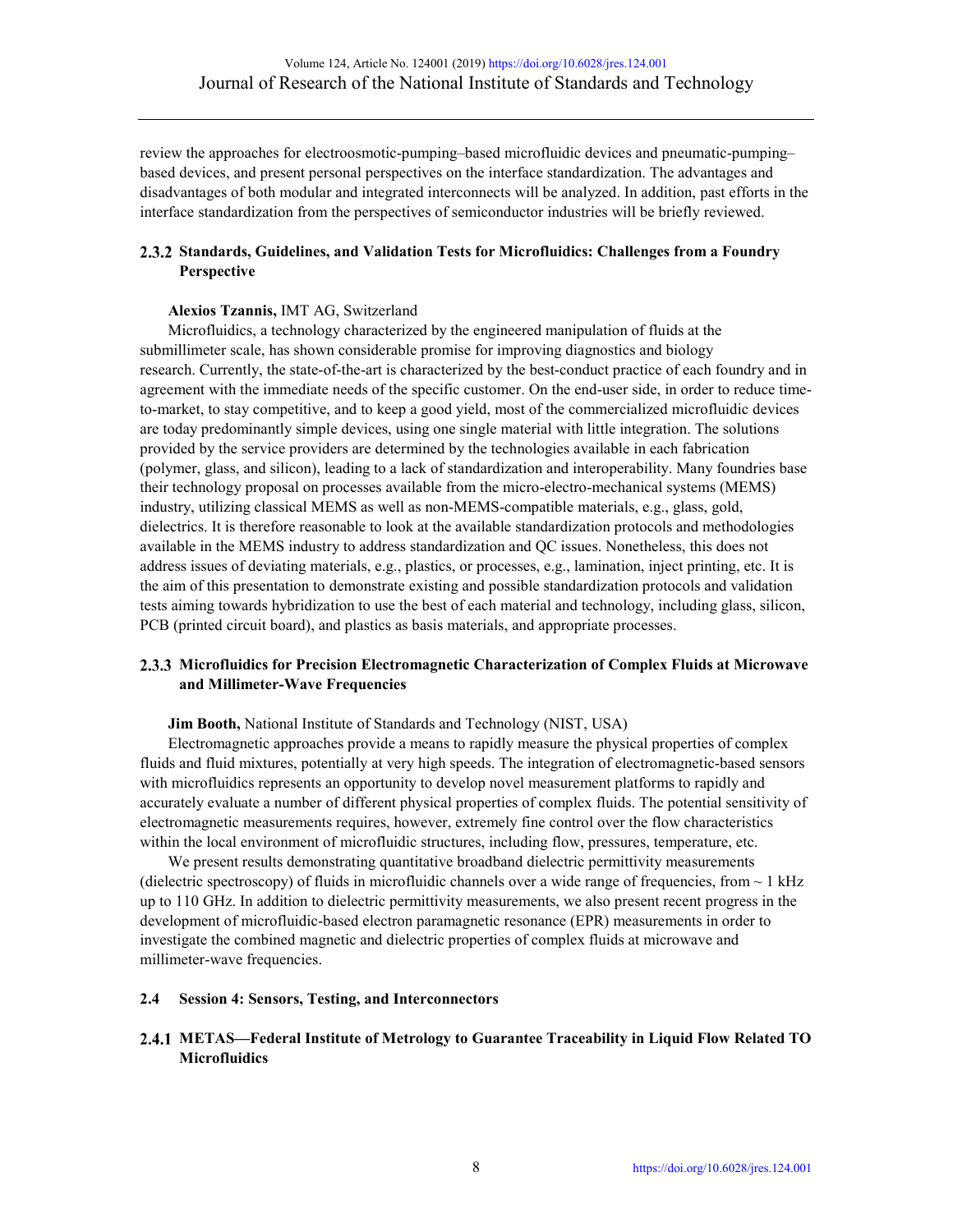review the approaches for electroosmotic-pumping–based microfluidic devices and pneumatic-pumping–based devices, and present personal perspectives on the interface standardization. The advantages and disadvantages of both modular and integrated interconnects will be analyzed. In addition, past efforts in the interface standardization from the perspectives of semiconductor industries will be briefly reviewed.

### 2.3.2 Standards, Guidelines, and Validation Tests for Microfluidics: Challenges from a Foundry Perspective

**Alexios Tzannis,** IMT AG, Switzerland

Microfluidics, a technology characterized by the engineered manipulation of fluids at the submillimeter scale, has shown considerable promise for improving diagnostics and biology research. Currently, the state-of-the-art is characterized by the best-conduct practice of each foundry and in agreement with the immediate needs of the specific customer. On the end-user side, in order to reduce time-to-market, to stay competitive, and to keep a good yield, most of the commercialized microfluidic devices are today predominantly simple devices, using one single material with little integration. The solutions provided by the service providers are determined by the technologies available in each fabrication (polymer, glass, and silicon), leading to a lack of standardization and interoperability. Many foundries base their technology proposal on processes available from the micro-electro-mechanical systems (MEMS) industry, utilizing classical MEMS as well as non-MEMS-compatible materials, e.g., glass, gold, dielectrics. It is therefore reasonable to look at the available standardization protocols and methodologies available in the MEMS industry to address standardization and QC issues. Nonetheless, this does not address issues of deviating materials, e.g., plastics, or processes, e.g., lamination, inject printing, etc. It is the aim of this presentation to demonstrate existing and possible standardization protocols and validation tests aiming towards hybridization to use the best of each material and technology, including glass, silicon, PCB (printed circuit board), and plastics as basis materials, and appropriate processes.

### 2.3.3 Microfluidics for Precision Electromagnetic Characterization of Complex Fluids at Microwave and Millimeter-Wave Frequencies

**Jim Booth,** National Institute of Standards and Technology (NIST, USA)

Electromagnetic approaches provide a means to rapidly measure the physical properties of complex fluids and fluid mixtures, potentially at very high speeds. The integration of electromagnetic-based sensors with microfluidics represents an opportunity to develop novel measurement platforms to rapidly and accurately evaluate a number of different physical properties of complex fluids. The potential sensitivity of electromagnetic measurements requires, however, extremely fine control over the flow characteristics within the local environment of microfluidic structures, including flow, pressures, temperature, etc.

We present results demonstrating quantitative broadband dielectric permittivity measurements (dielectric spectroscopy) of fluids in microfluidic channels over a wide range of frequencies, from ~ 1 kHz up to 110 GHz. In addition to dielectric permittivity measurements, we also present recent progress in the development of microfluidic-based electron paramagnetic resonance (EPR) measurements in order to investigate the combined magnetic and dielectric properties of complex fluids at microwave and millimeter-wave frequencies.

## 2.4 Session 4: Sensors, Testing, and Interconnectors

### 2.4.1 METAS—Federal Institute of Metrology to Guarantee Traceability in Liquid Flow Related TO Microfluidics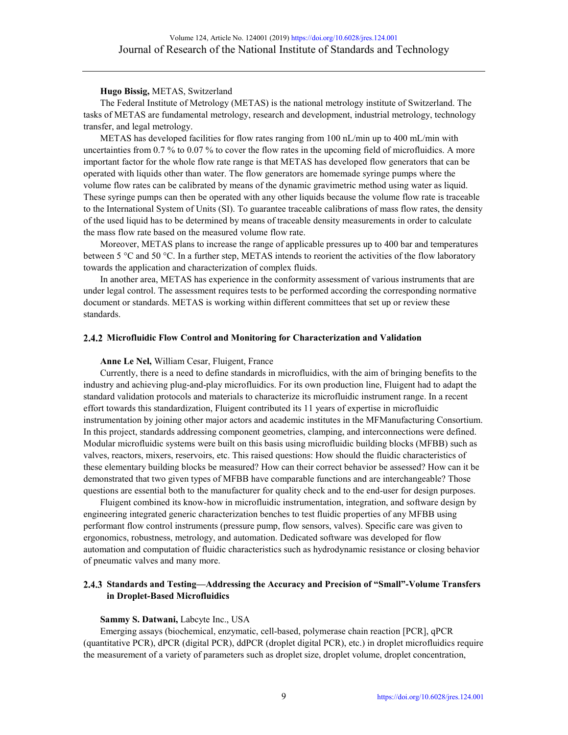**Hugo Bissig,** METAS, Switzerland

The Federal Institute of Metrology (METAS) is the national metrology institute of Switzerland. The tasks of METAS are fundamental metrology, research and development, industrial metrology, technology transfer, and legal metrology.

METAS has developed facilities for flow rates ranging from 100 nL/min up to 400 mL/min with uncertainties from 0.7 % to 0.07 % to cover the flow rates in the upcoming field of microfluidics. A more important factor for the whole flow rate range is that METAS has developed flow generators that can be operated with liquids other than water. The flow generators are homemade syringe pumps where the volume flow rates can be calibrated by means of the dynamic gravimetric method using water as liquid. These syringe pumps can then be operated with any other liquids because the volume flow rate is traceable to the International System of Units (SI). To guarantee traceable calibrations of mass flow rates, the density of the used liquid has to be determined by means of traceable density measurements in order to calculate the mass flow rate based on the measured volume flow rate.

Moreover, METAS plans to increase the range of applicable pressures up to 400 bar and temperatures between 5 °C and 50 °C. In a further step, METAS intends to reorient the activities of the flow laboratory towards the application and characterization of complex fluids.

In another area, METAS has experience in the conformity assessment of various instruments that are under legal control. The assessment requires tests to be performed according the corresponding normative document or standards. METAS is working within different committees that set up or review these standards.

### 2.4.2 Microfluidic Flow Control and Monitoring for Characterization and Validation

**Anne Le Nel,** William Cesar, Fluigent, France

Currently, there is a need to define standards in microfluidics, with the aim of bringing benefits to the industry and achieving plug-and-play microfluidics. For its own production line, Fluigent had to adapt the standard validation protocols and materials to characterize its microfluidic instrument range. In a recent effort towards this standardization, Fluigent contributed its 11 years of expertise in microfluidic instrumentation by joining other major actors and academic institutes in the MFManufacturing Consortium. In this project, standards addressing component geometries, clamping, and interconnections were defined. Modular microfluidic systems were built on this basis using microfluidic building blocks (MFBB) such as valves, reactors, mixers, reservoirs, etc. This raised questions: How should the fluidic characteristics of these elementary building blocks be measured? How can their correct behavior be assessed? How can it be demonstrated that two given types of MFBB have comparable functions and are interchangeable? Those questions are essential both to the manufacturer for quality check and to the end-user for design purposes.

Fluigent combined its know-how in microfluidic instrumentation, integration, and software design by engineering integrated generic characterization benches to test fluidic properties of any MFBB using performant flow control instruments (pressure pump, flow sensors, valves). Specific care was given to ergonomics, robustness, metrology, and automation. Dedicated software was developed for flow automation and computation of fluidic characteristics such as hydrodynamic resistance or closing behavior of pneumatic valves and many more.

### 2.4.3 Standards and Testing—Addressing the Accuracy and Precision of "Small"-Volume Transfers in Droplet-Based Microfluidics

**Sammy S. Datwani,** Labcyte Inc., USA

Emerging assays (biochemical, enzymatic, cell-based, polymerase chain reaction [PCR], qPCR (quantitative PCR), dPCR (digital PCR), ddPCR (droplet digital PCR), etc.) in droplet microfluidics require the measurement of a variety of parameters such as droplet size, droplet volume, droplet concentration,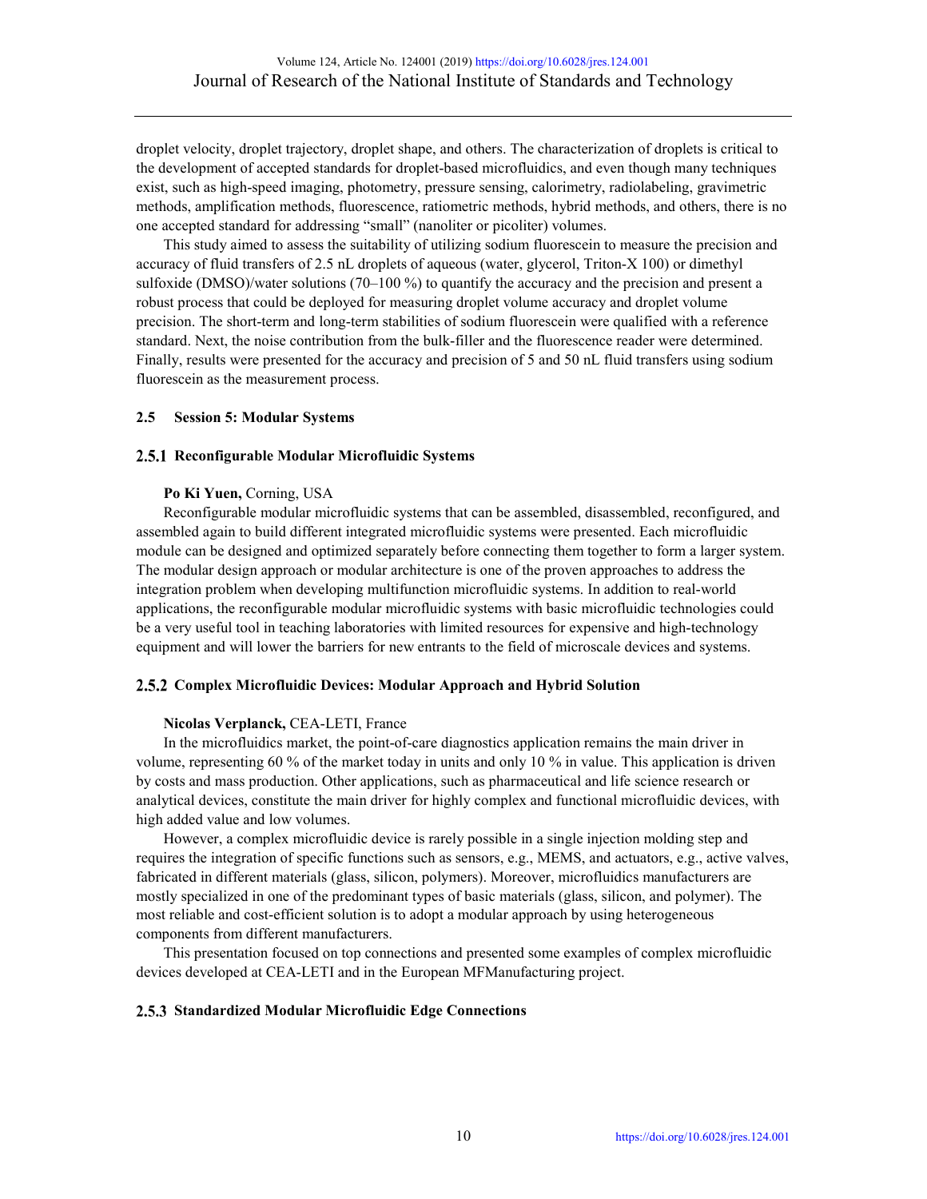droplet velocity, droplet trajectory, droplet shape, and others. The characterization of droplets is critical to the development of accepted standards for droplet-based microfluidics, and even though many techniques exist, such as high-speed imaging, photometry, pressure sensing, calorimetry, radiolabeling, gravimetric methods, amplification methods, fluorescence, ratiometric methods, hybrid methods, and others, there is no one accepted standard for addressing "small" (nanoliter or picoliter) volumes.

This study aimed to assess the suitability of utilizing sodium fluorescein to measure the precision and accuracy of fluid transfers of 2.5 nL droplets of aqueous (water, glycerol, Triton-X 100) or dimethyl sulfoxide (DMSO)/water solutions (70–100 %) to quantify the accuracy and the precision and present a robust process that could be deployed for measuring droplet volume accuracy and droplet volume precision. The short-term and long-term stabilities of sodium fluorescein were qualified with a reference standard. Next, the noise contribution from the bulk-filler and the fluorescence reader were determined. Finally, results were presented for the accuracy and precision of 5 and 50 nL fluid transfers using sodium fluorescein as the measurement process.

### 2.5 Session 5: Modular Systems

#### 2.5.1 Reconfigurable Modular Microfluidic Systems

**Po Ki Yuen,** Corning, USA

Reconfigurable modular microfluidic systems that can be assembled, disassembled, reconfigured, and assembled again to build different integrated microfluidic systems were presented. Each microfluidic module can be designed and optimized separately before connecting them together to form a larger system. The modular design approach or modular architecture is one of the proven approaches to address the integration problem when developing multifunction microfluidic systems. In addition to real-world applications, the reconfigurable modular microfluidic systems with basic microfluidic technologies could be a very useful tool in teaching laboratories with limited resources for expensive and high-technology equipment and will lower the barriers for new entrants to the field of microscale devices and systems.

#### 2.5.2 Complex Microfluidic Devices: Modular Approach and Hybrid Solution

**Nicolas Verplanck,** CEA-LETI, France

In the microfluidics market, the point-of-care diagnostics application remains the main driver in volume, representing 60 % of the market today in units and only 10 % in value. This application is driven by costs and mass production. Other applications, such as pharmaceutical and life science research or analytical devices, constitute the main driver for highly complex and functional microfluidic devices, with high added value and low volumes.

However, a complex microfluidic device is rarely possible in a single injection molding step and requires the integration of specific functions such as sensors, e.g., MEMS, and actuators, e.g., active valves, fabricated in different materials (glass, silicon, polymers). Moreover, microfluidics manufacturers are mostly specialized in one of the predominant types of basic materials (glass, silicon, and polymer). The most reliable and cost-efficient solution is to adopt a modular approach by using heterogeneous components from different manufacturers.

This presentation focused on top connections and presented some examples of complex microfluidic devices developed at CEA-LETI and in the European MFManufacturing project.

#### 2.5.3 Standardized Modular Microfluidic Edge Connections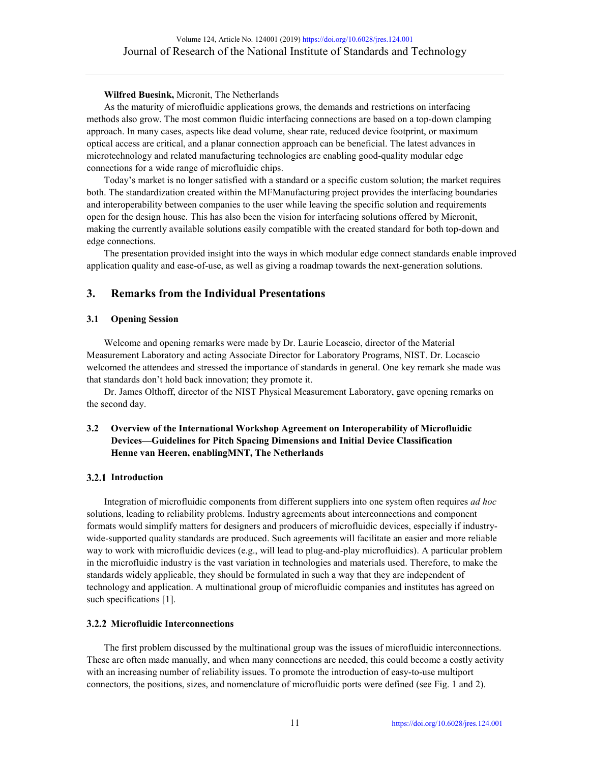**Wilfred Buesink,** Micronit, The Netherlands

As the maturity of microfluidic applications grows, the demands and restrictions on interfacing methods also grow. The most common fluidic interfacing connections are based on a top-down clamping approach. In many cases, aspects like dead volume, shear rate, reduced device footprint, or maximum optical access are critical, and a planar connection approach can be beneficial. The latest advances in microtechnology and related manufacturing technologies are enabling good-quality modular edge connections for a wide range of microfluidic chips.

Today's market is no longer satisfied with a standard or a specific custom solution; the market requires both. The standardization created within the MFManufacturing project provides the interfacing boundaries and interoperability between companies to the user while leaving the specific solution and requirements open for the design house. This has also been the vision for interfacing solutions offered by Micronit, making the currently available solutions easily compatible with the created standard for both top-down and edge connections.

The presentation provided insight into the ways in which modular edge connect standards enable improved application quality and ease-of-use, as well as giving a roadmap towards the next-generation solutions.

## 3. Remarks from the Individual Presentations

### 3.1 Opening Session

Welcome and opening remarks were made by Dr. Laurie Locascio, director of the Material Measurement Laboratory and acting Associate Director for Laboratory Programs, NIST. Dr. Locascio welcomed the attendees and stressed the importance of standards in general. One key remark she made was that standards don't hold back innovation; they promote it.

Dr. James Olthoff, director of the NIST Physical Measurement Laboratory, gave opening remarks on the second day.

### 3.2 Overview of the International Workshop Agreement on Interoperability of Microfluidic Devices—Guidelines for Pitch Spacing Dimensions and Initial Device Classification Henne van Heeren, enablingMNT, The Netherlands

#### 3.2.1 Introduction

Integration of microfluidic components from different suppliers into one system often requires *ad hoc* solutions, leading to reliability problems. Industry agreements about interconnections and component formats would simplify matters for designers and producers of microfluidic devices, especially if industry-wide-supported quality standards are produced. Such agreements will facilitate an easier and more reliable way to work with microfluidic devices (e.g., will lead to plug-and-play microfluidics). A particular problem in the microfluidic industry is the vast variation in technologies and materials used. Therefore, to make the standards widely applicable, they should be formulated in such a way that they are independent of technology and application. A multinational group of microfluidic companies and institutes has agreed on such specifications [1].

#### 3.2.2 Microfluidic Interconnections

The first problem discussed by the multinational group was the issues of microfluidic interconnections. These are often made manually, and when many connections are needed, this could become a costly activity with an increasing number of reliability issues. To promote the introduction of easy-to-use multiport connectors, the positions, sizes, and nomenclature of microfluidic ports were defined (see Fig. 1 and 2).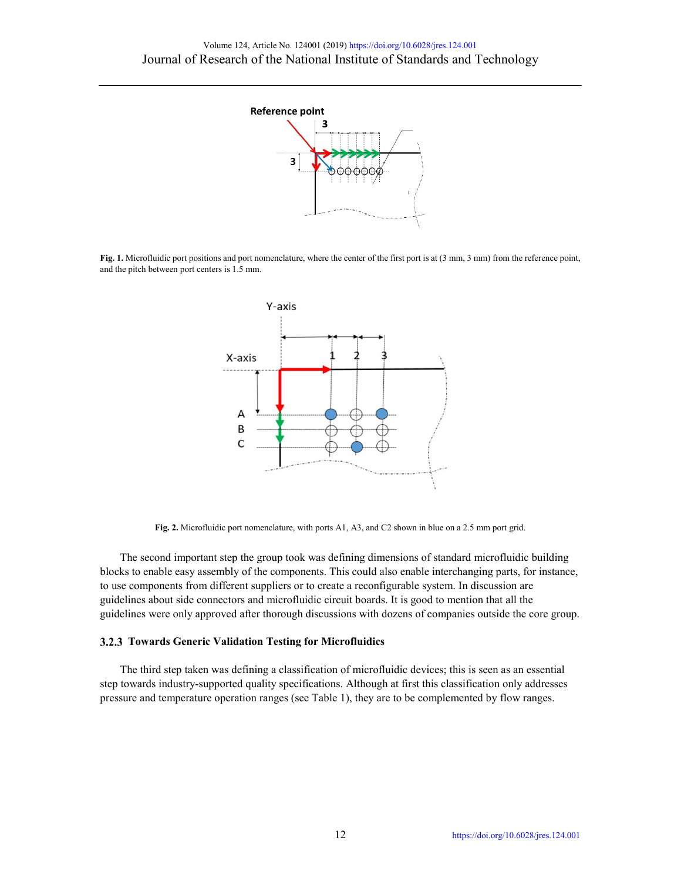Fig. 1. Microfluidic port positions and port nomenclature, where the center of the first port is at (3 mm, 3 mm) from the reference point, and the pitch between port centers is 1.5 mm.

Fig. 2. Microfluidic port nomenclature, with ports A1, A3, and C2 shown in blue on a 2.5 mm port grid.

The second important step the group took was defining dimensions of standard microfluidic building blocks to enable easy assembly of the components. This could also enable interchanging parts, for instance, to use components from different suppliers or to create a reconfigurable system. In discussion are guidelines about side connectors and microfluidic circuit boards. It is good to mention that all the guidelines were only approved after thorough discussions with dozens of companies outside the core group.

### 3.2.3 Towards Generic Validation Testing for Microfluidics

The third step taken was defining a classification of microfluidic devices; this is seen as an essential step towards industry-supported quality specifications. Although at first this classification only addresses pressure and temperature operation ranges (see Table 1), they are to be complemented by flow ranges.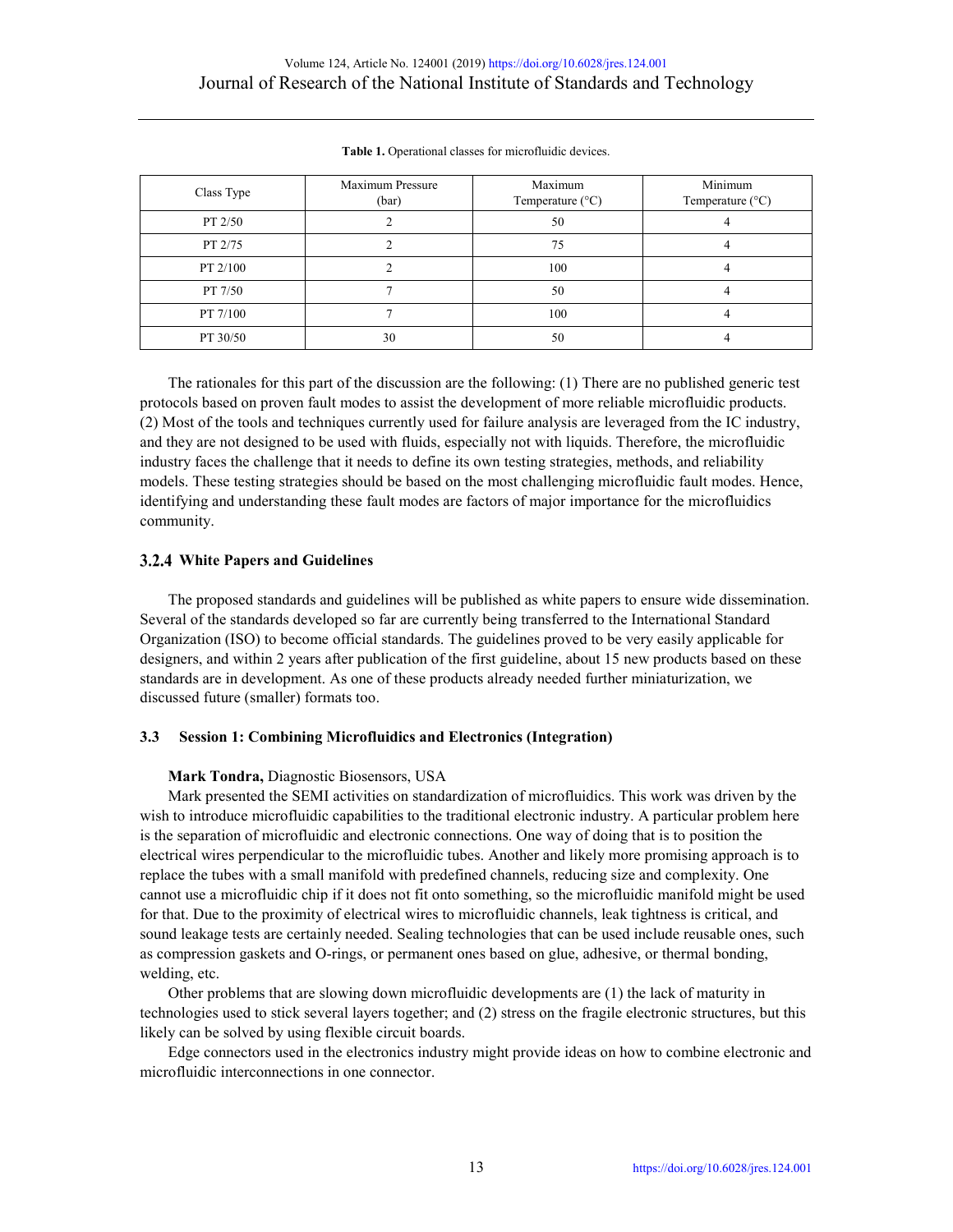**Table 1.** Operational classes for microfluidic devices.

| Class Type | Maximum Pressure (bar) | Maximum Temperature (°C) | Minimum Temperature (°C) |
|---|---|---|---|
| PT 2/50 | 2 | 50 | 4 |
| PT 2/75 | 2 | 75 | 4 |
| PT 2/100 | 2 | 100 | 4 |
| PT 7/50 | 7 | 50 | 4 |
| PT 7/100 | 7 | 100 | 4 |
| PT 30/50 | 30 | 50 | 4 |

The rationales for this part of the discussion are the following: (1) There are no published generic test protocols based on proven fault modes to assist the development of more reliable microfluidic products. (2) Most of the tools and techniques currently used for failure analysis are leveraged from the IC industry, and they are not designed to be used with fluids, especially not with liquids. Therefore, the microfluidic industry faces the challenge that it needs to define its own testing strategies, methods, and reliability models. These testing strategies should be based on the most challenging microfluidic fault modes. Hence, identifying and understanding these fault modes are factors of major importance for the microfluidics community.

#### 3.2.4 White Papers and Guidelines

The proposed standards and guidelines will be published as white papers to ensure wide dissemination. Several of the standards developed so far are currently being transferred to the International Standard Organization (ISO) to become official standards. The guidelines proved to be very easily applicable for designers, and within 2 years after publication of the first guideline, about 15 new products based on these standards are in development. As one of these products already needed further miniaturization, we discussed future (smaller) formats too.

### 3.3 Session 1: Combining Microfluidics and Electronics (Integration)

**Mark Tondra,** Diagnostic Biosensors, USA

Mark presented the SEMI activities on standardization of microfluidics. This work was driven by the wish to introduce microfluidic capabilities to the traditional electronic industry. A particular problem here is the separation of microfluidic and electronic connections. One way of doing that is to position the electrical wires perpendicular to the microfluidic tubes. Another and likely more promising approach is to replace the tubes with a small manifold with predefined channels, reducing size and complexity. One cannot use a microfluidic chip if it does not fit onto something, so the microfluidic manifold might be used for that. Due to the proximity of electrical wires to microfluidic channels, leak tightness is critical, and sound leakage tests are certainly needed. Sealing technologies that can be used include reusable ones, such as compression gaskets and O-rings, or permanent ones based on glue, adhesive, or thermal bonding, welding, etc.

Other problems that are slowing down microfluidic developments are (1) the lack of maturity in technologies used to stick several layers together; and (2) stress on the fragile electronic structures, but this likely can be solved by using flexible circuit boards.

Edge connectors used in the electronics industry might provide ideas on how to combine electronic and microfluidic interconnections in one connector.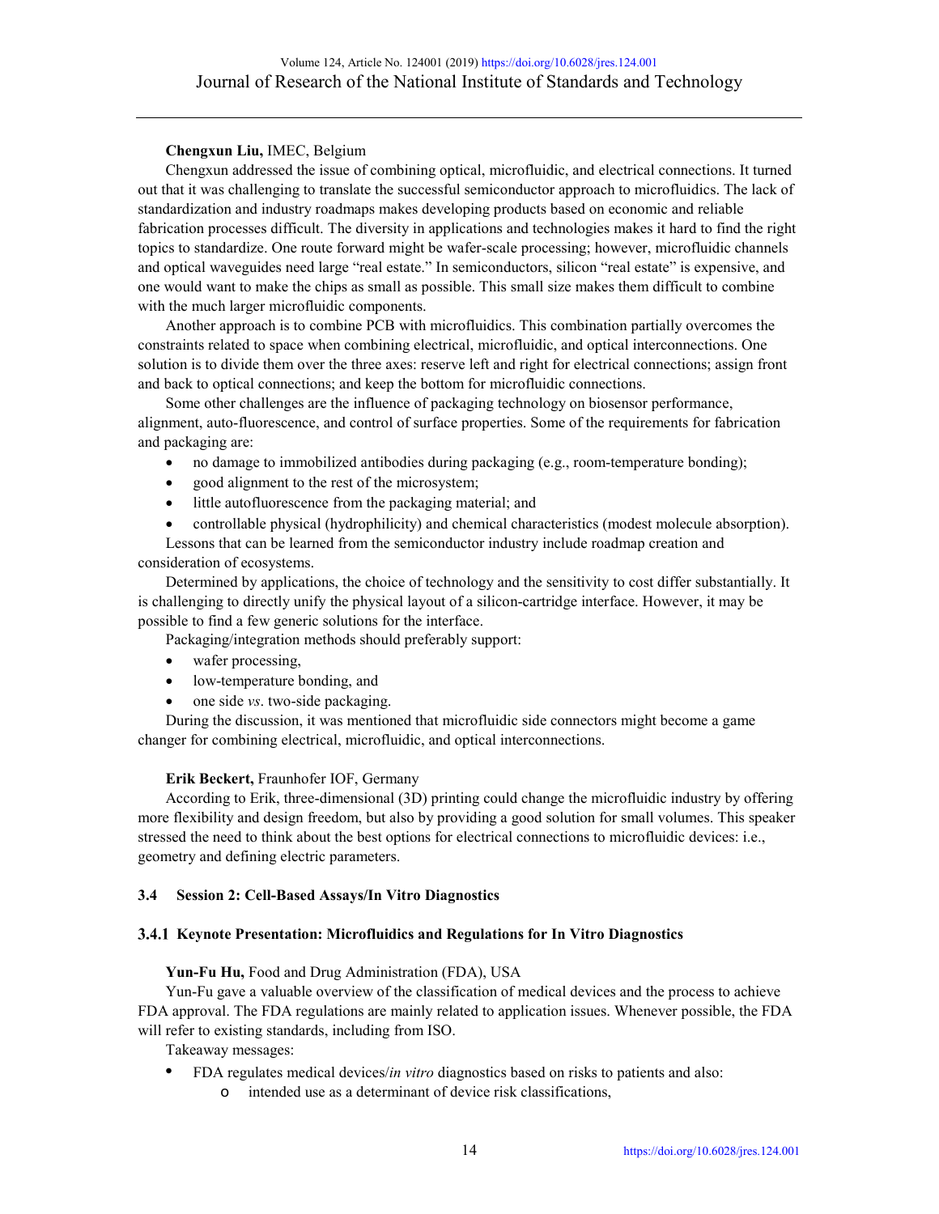**Chengxun Liu,** IMEC, Belgium

Chengxun addressed the issue of combining optical, microfluidic, and electrical connections. It turned out that it was challenging to translate the successful semiconductor approach to microfluidics. The lack of standardization and industry roadmaps makes developing products based on economic and reliable fabrication processes difficult. The diversity in applications and technologies makes it hard to find the right topics to standardize. One route forward might be wafer-scale processing; however, microfluidic channels and optical waveguides need large "real estate." In semiconductors, silicon "real estate" is expensive, and one would want to make the chips as small as possible. This small size makes them difficult to combine with the much larger microfluidic components.

Another approach is to combine PCB with microfluidics. This combination partially overcomes the constraints related to space when combining electrical, microfluidic, and optical interconnections. One solution is to divide them over the three axes: reserve left and right for electrical connections; assign front and back to optical connections; and keep the bottom for microfluidic connections.

Some other challenges are the influence of packaging technology on biosensor performance, alignment, auto-fluorescence, and control of surface properties. Some of the requirements for fabrication and packaging are:

- no damage to immobilized antibodies during packaging (e.g., room-temperature bonding);
- good alignment to the rest of the microsystem;
- little autofluorescence from the packaging material; and
- controllable physical (hydrophilicity) and chemical characteristics (modest molecule absorption).

Lessons that can be learned from the semiconductor industry include roadmap creation and consideration of ecosystems.

Determined by applications, the choice of technology and the sensitivity to cost differ substantially. It is challenging to directly unify the physical layout of a silicon-cartridge interface. However, it may be possible to find a few generic solutions for the interface.

Packaging/integration methods should preferably support:

- wafer processing,
- low-temperature bonding, and
- one side *vs*. two-side packaging.

During the discussion, it was mentioned that microfluidic side connectors might become a game changer for combining electrical, microfluidic, and optical interconnections.

**Erik Beckert,** Fraunhofer IOF, Germany

According to Erik, three-dimensional (3D) printing could change the microfluidic industry by offering more flexibility and design freedom, but also by providing a good solution for small volumes. This speaker stressed the need to think about the best options for electrical connections to microfluidic devices: i.e., geometry and defining electric parameters.

### 3.4 Session 2: Cell-Based Assays/In Vitro Diagnostics

#### 3.4.1 Keynote Presentation: Microfluidics and Regulations for In Vitro Diagnostics

**Yun-Fu Hu,** Food and Drug Administration (FDA), USA

Yun-Fu gave a valuable overview of the classification of medical devices and the process to achieve FDA approval. The FDA regulations are mainly related to application issues. Whenever possible, the FDA will refer to existing standards, including from ISO.

Takeaway messages:

- FDA regulates medical devices/*in vitro* diagnostics based on risks to patients and also:
    - intended use as a determinant of device risk classifications,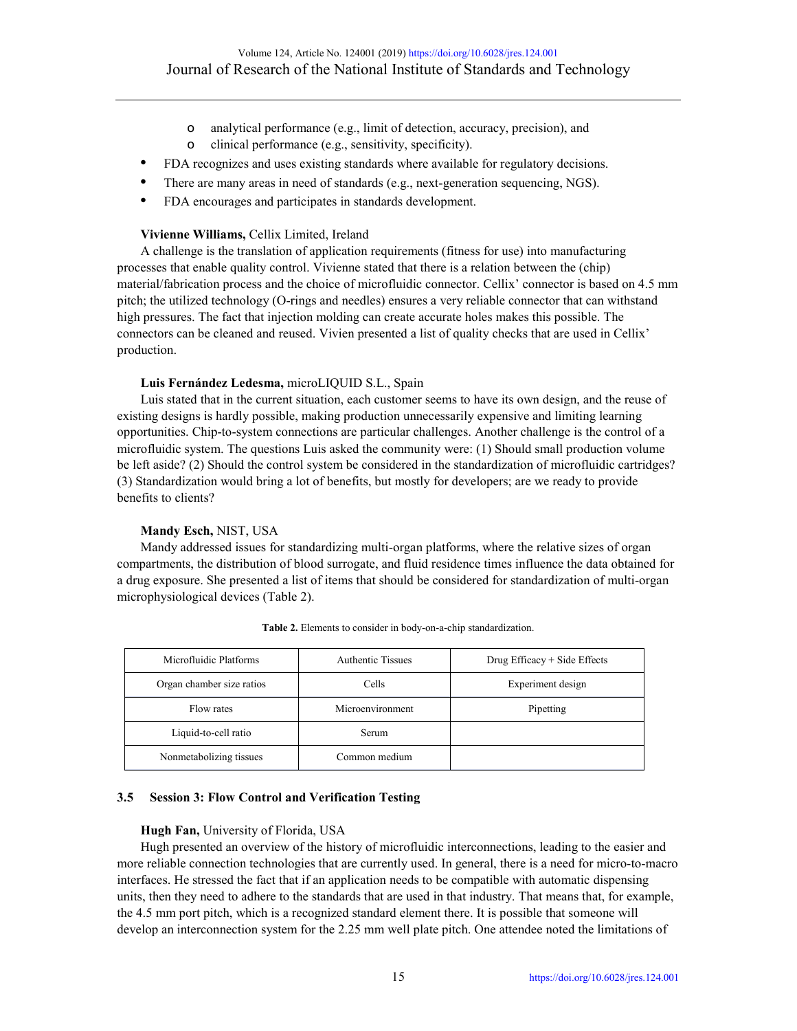- analytical performance (e.g., limit of detection, accuracy, precision), and
- clinical performance (e.g., sensitivity, specificity).

- FDA recognizes and uses existing standards where available for regulatory decisions.
- There are many areas in need of standards (e.g., next-generation sequencing, NGS).
- FDA encourages and participates in standards development.

**Vivienne Williams,** Cellix Limited, Ireland

A challenge is the translation of application requirements (fitness for use) into manufacturing processes that enable quality control. Vivienne stated that there is a relation between the (chip) material/fabrication process and the choice of microfluidic connector. Cellix' connector is based on 4.5 mm pitch; the utilized technology (O-rings and needles) ensures a very reliable connector that can withstand high pressures. The fact that injection molding can create accurate holes makes this possible. The connectors can be cleaned and reused. Vivien presented a list of quality checks that are used in Cellix' production.

**Luis Fernández Ledesma,** microLIQUID S.L., Spain

Luis stated that in the current situation, each customer seems to have its own design, and the reuse of existing designs is hardly possible, making production unnecessarily expensive and limiting learning opportunities. Chip-to-system connections are particular challenges. Another challenge is the control of a microfluidic system. The questions Luis asked the community were: (1) Should small production volume be left aside? (2) Should the control system be considered in the standardization of microfluidic cartridges? (3) Standardization would bring a lot of benefits, but mostly for developers; are we ready to provide benefits to clients?

**Mandy Esch,** NIST, USA

Mandy addressed issues for standardizing multi-organ platforms, where the relative sizes of organ compartments, the distribution of blood surrogate, and fluid residence times influence the data obtained for a drug exposure. She presented a list of items that should be considered for standardization of multi-organ microphysiological devices (Table 2).

**Table 2.** Elements to consider in body-on-a-chip standardization.

| Microfluidic Platforms | Authentic Tissues | Drug Efficacy + Side Effects |
|---|---|---|
| Organ chamber size ratios | Cells | Experiment design |
| Flow rates | Microenvironment | Pipetting |
| Liquid-to-cell ratio | Serum | |
| Nonmetabolizing tissues | Common medium | |

### 3.5 Session 3: Flow Control and Verification Testing

**Hugh Fan,** University of Florida, USA

Hugh presented an overview of the history of microfluidic interconnections, leading to the easier and more reliable connection technologies that are currently used. In general, there is a need for micro-to-macro interfaces. He stressed the fact that if an application needs to be compatible with automatic dispensing units, then they need to adhere to the standards that are used in that industry. That means that, for example, the 4.5 mm port pitch, which is a recognized standard element there. It is possible that someone will develop an interconnection system for the 2.25 mm well plate pitch. One attendee noted the limitations of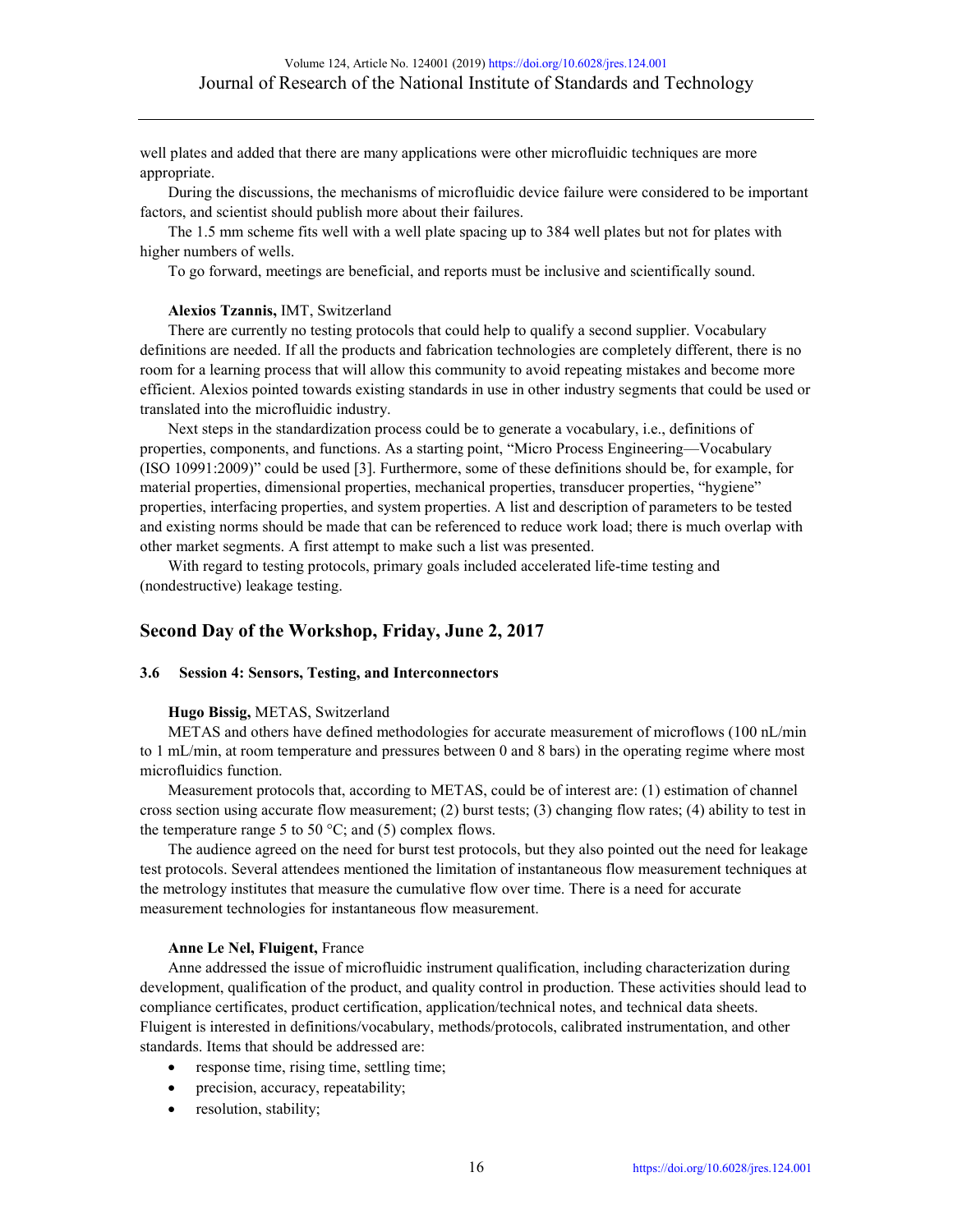well plates and added that there are many applications were other microfluidic techniques are more appropriate.

During the discussions, the mechanisms of microfluidic device failure were considered to be important factors, and scientist should publish more about their failures.

The 1.5 mm scheme fits well with a well plate spacing up to 384 well plates but not for plates with higher numbers of wells.

To go forward, meetings are beneficial, and reports must be inclusive and scientifically sound.

**Alexios Tzannis,** IMT, Switzerland

There are currently no testing protocols that could help to qualify a second supplier. Vocabulary definitions are needed. If all the products and fabrication technologies are completely different, there is no room for a learning process that will allow this community to avoid repeating mistakes and become more efficient. Alexios pointed towards existing standards in use in other industry segments that could be used or translated into the microfluidic industry.

Next steps in the standardization process could be to generate a vocabulary, i.e., definitions of properties, components, and functions. As a starting point, "Micro Process Engineering—Vocabulary (ISO 10991:2009)" could be used [3]. Furthermore, some of these definitions should be, for example, for material properties, dimensional properties, mechanical properties, transducer properties, "hygiene" properties, interfacing properties, and system properties. A list and description of parameters to be tested and existing norms should be made that can be referenced to reduce work load; there is much overlap with other market segments. A first attempt to make such a list was presented.

With regard to testing protocols, primary goals included accelerated life-time testing and (nondestructive) leakage testing.

## Second Day of the Workshop, Friday, June 2, 2017

### 3.6 Session 4: Sensors, Testing, and Interconnectors

**Hugo Bissig,** METAS, Switzerland

METAS and others have defined methodologies for accurate measurement of microflows (100 nL/min to 1 mL/min, at room temperature and pressures between 0 and 8 bars) in the operating regime where most microfluidics function.

Measurement protocols that, according to METAS, could be of interest are: (1) estimation of channel cross section using accurate flow measurement; (2) burst tests; (3) changing flow rates; (4) ability to test in the temperature range 5 to 50 °C; and (5) complex flows.

The audience agreed on the need for burst test protocols, but they also pointed out the need for leakage test protocols. Several attendees mentioned the limitation of instantaneous flow measurement techniques at the metrology institutes that measure the cumulative flow over time. There is a need for accurate measurement technologies for instantaneous flow measurement.

**Anne Le Nel, Fluigent,** France

Anne addressed the issue of microfluidic instrument qualification, including characterization during development, qualification of the product, and quality control in production. These activities should lead to compliance certificates, product certification, application/technical notes, and technical data sheets. Fluigent is interested in definitions/vocabulary, methods/protocols, calibrated instrumentation, and other standards. Items that should be addressed are:

- response time, rising time, settling time;
- precision, accuracy, repeatability;
- resolution, stability;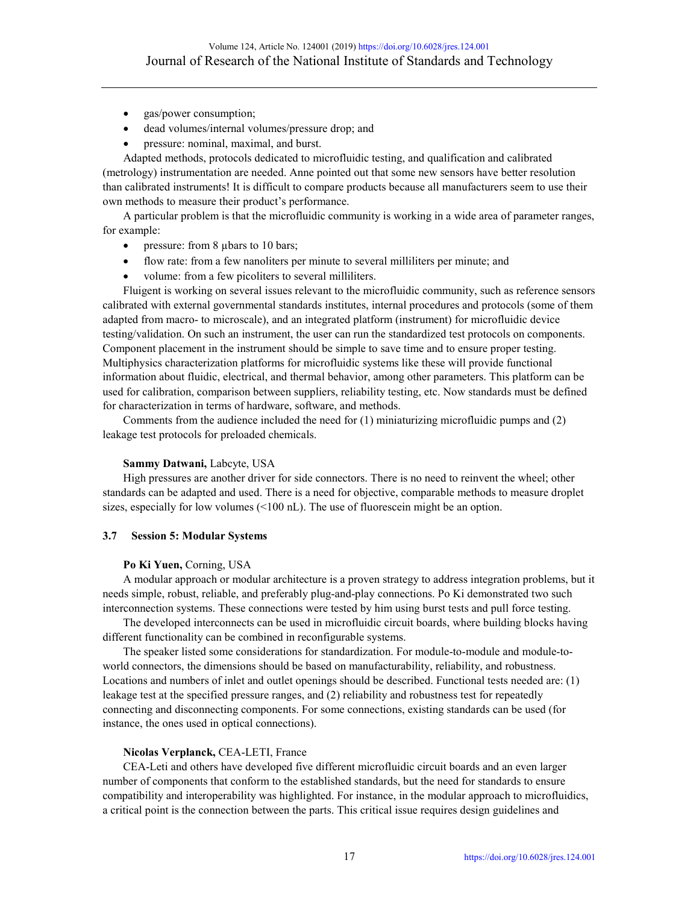- gas/power consumption;
- dead volumes/internal volumes/pressure drop; and
- pressure: nominal, maximal, and burst.

Adapted methods, protocols dedicated to microfluidic testing, and qualification and calibrated (metrology) instrumentation are needed. Anne pointed out that some new sensors have better resolution than calibrated instruments! It is difficult to compare products because all manufacturers seem to use their own methods to measure their product's performance.

A particular problem is that the microfluidic community is working in a wide area of parameter ranges, for example:

- pressure: from 8 μbars to 10 bars;
- flow rate: from a few nanoliters per minute to several milliliters per minute; and
- volume: from a few picoliters to several milliliters.

Fluigent is working on several issues relevant to the microfluidic community, such as reference sensors calibrated with external governmental standards institutes, internal procedures and protocols (some of them adapted from macro- to microscale), and an integrated platform (instrument) for microfluidic device testing/validation. On such an instrument, the user can run the standardized test protocols on components. Component placement in the instrument should be simple to save time and to ensure proper testing. Multiphysics characterization platforms for microfluidic systems like these will provide functional information about fluidic, electrical, and thermal behavior, among other parameters. This platform can be used for calibration, comparison between suppliers, reliability testing, etc. Now standards must be defined for characterization in terms of hardware, software, and methods.

Comments from the audience included the need for (1) miniaturizing microfluidic pumps and (2) leakage test protocols for preloaded chemicals.

**Sammy Datwani,** Labcyte, USA

High pressures are another driver for side connectors. There is no need to reinvent the wheel; other standards can be adapted and used. There is a need for objective, comparable methods to measure droplet sizes, especially for low volumes (<100 nL). The use of fluorescein might be an option.

### 3.7 Session 5: Modular Systems

**Po Ki Yuen,** Corning, USA

A modular approach or modular architecture is a proven strategy to address integration problems, but it needs simple, robust, reliable, and preferably plug-and-play connections. Po Ki demonstrated two such interconnection systems. These connections were tested by him using burst tests and pull force testing.

The developed interconnects can be used in microfluidic circuit boards, where building blocks having different functionality can be combined in reconfigurable systems.

The speaker listed some considerations for standardization. For module-to-module and module-to-world connectors, the dimensions should be based on manufacturability, reliability, and robustness. Locations and numbers of inlet and outlet openings should be described. Functional tests needed are: (1) leakage test at the specified pressure ranges, and (2) reliability and robustness test for repeatedly connecting and disconnecting components. For some connections, existing standards can be used (for instance, the ones used in optical connections).

**Nicolas Verplanck,** CEA-LETI, France

CEA-Leti and others have developed five different microfluidic circuit boards and an even larger number of components that conform to the established standards, but the need for standards to ensure compatibility and interoperability was highlighted. For instance, in the modular approach to microfluidics, a critical point is the connection between the parts. This critical issue requires design guidelines and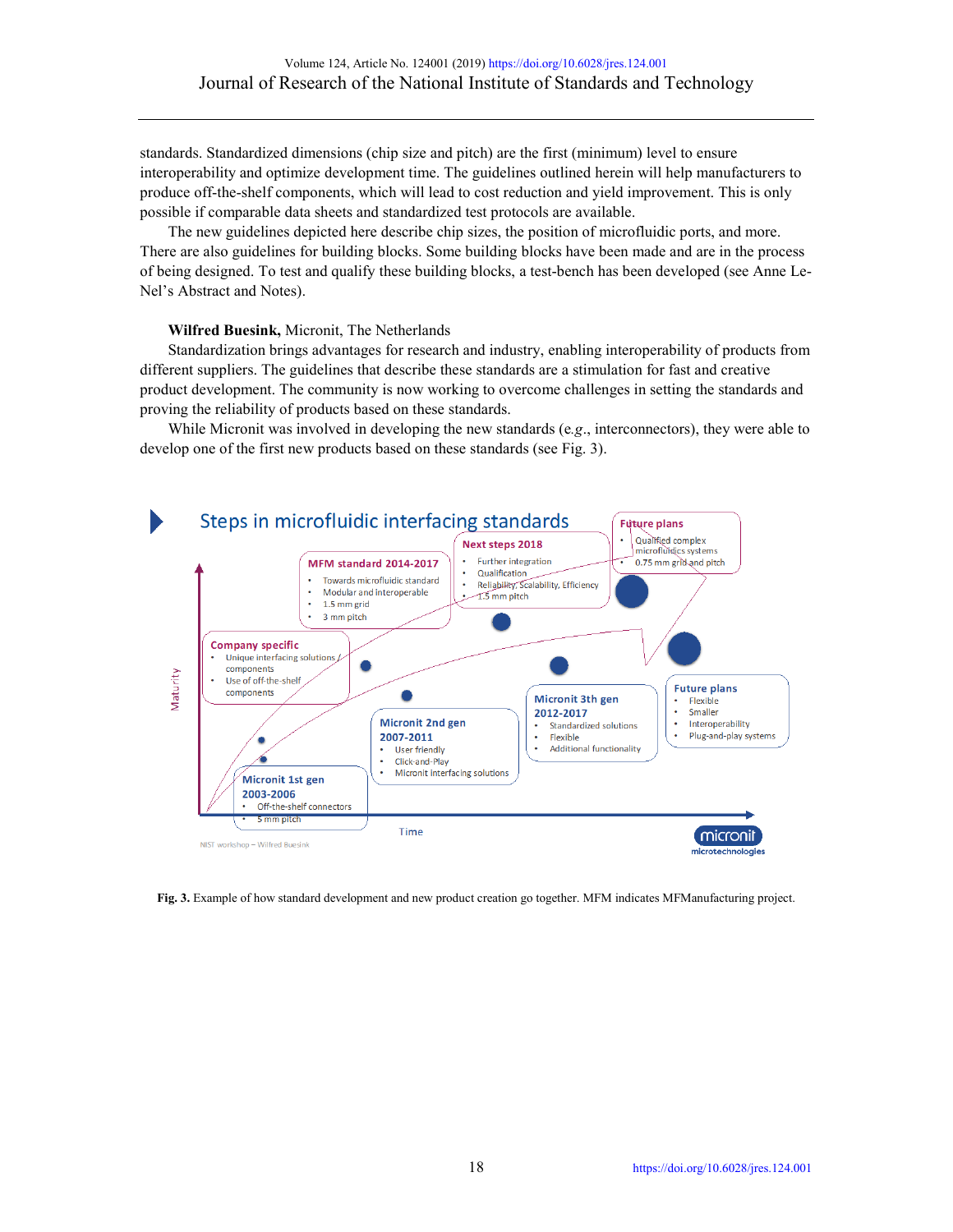standards. Standardized dimensions (chip size and pitch) are the first (minimum) level to ensure interoperability and optimize development time. The guidelines outlined herein will help manufacturers to produce off-the-shelf components, which will lead to cost reduction and yield improvement. This is only possible if comparable data sheets and standardized test protocols are available.

The new guidelines depicted here describe chip sizes, the position of microfluidic ports, and more. There are also guidelines for building blocks. Some building blocks have been made and are in the process of being designed. To test and qualify these building blocks, a test-bench has been developed (see Anne Le-Nel's Abstract and Notes).

**Wilfred Buesink,** Micronit, The Netherlands

Standardization brings advantages for research and industry, enabling interoperability of products from different suppliers. The guidelines that describe these standards are a stimulation for fast and creative product development. The community is now working to overcome challenges in setting the standards and proving the reliability of products based on these standards.

While Micronit was involved in developing the new standards (*e.g.*, interconnectors), they were able to develop one of the first new products based on these standards (see Fig. 3).

**Fig. 3.** Example of how standard development and new product creation go together. MFM indicates MFManufacturing project.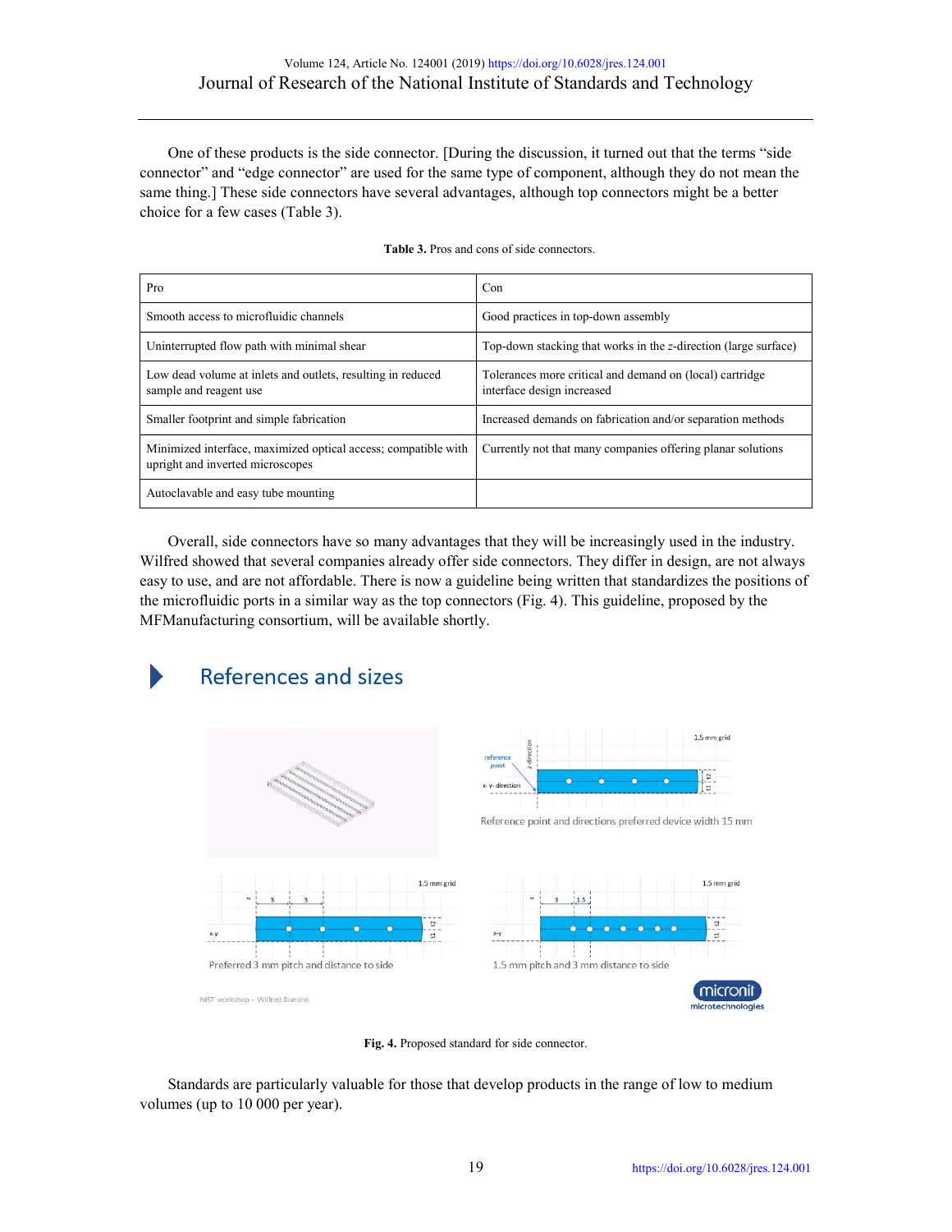One of these products is the side connector. [During the discussion, it turned out that the terms "side connector" and "edge connector" are used for the same type of component, although they do not mean the same thing.] These side connectors have several advantages, although top connectors might be a better choice for a few cases (Table 3).

**Table 3.** Pros and cons of side connectors.

| Pro | Con |
|---|---|
| Smooth access to microfluidic channels | Good practices in top-down assembly |
| Uninterrupted flow path with minimal shear | Top-down stacking that works in the *z*-direction (large surface) |
| Low dead volume at inlets and outlets, resulting in reduced sample and reagent use | Tolerances more critical and demand on (local) cartridge interface design increased |
| Smaller footprint and simple fabrication | Increased demands on fabrication and/or separation methods |
| Minimized interface, maximized optical access; compatible with upright and inverted microscopes | Currently not that many companies offering planar solutions |
| Autoclavable and easy tube mounting | |

Overall, side connectors have so many advantages that they will be increasingly used in the industry. Wilfred showed that several companies already offer side connectors. They differ in design, are not always easy to use, and are not affordable. There is now a guideline being written that standardizes the positions of the microfluidic ports in a similar way as the top connectors (Fig. 4). This guideline, proposed by the MFManufacturing consortium, will be available shortly.

**Fig. 4.** Proposed standard for side connector.

Standards are particularly valuable for those that develop products in the range of low to medium volumes (up to 10 000 per year).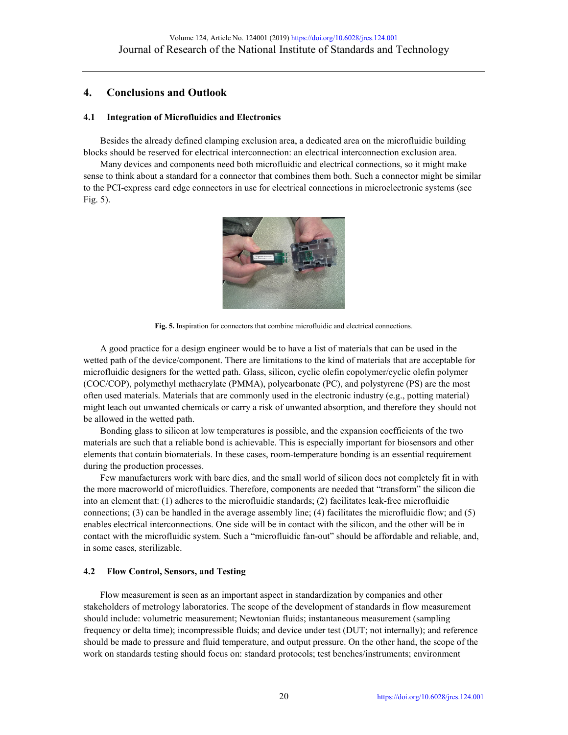## 4. Conclusions and Outlook

### 4.1 Integration of Microfluidics and Electronics

Besides the already defined clamping exclusion area, a dedicated area on the microfluidic building blocks should be reserved for electrical interconnection: an electrical interconnection exclusion area.

Many devices and components need both microfluidic and electrical connections, so it might make sense to think about a standard for a connector that combines them both. Such a connector might be similar to the PCI-express card edge connectors in use for electrical connections in microelectronic systems (see Fig. 5).

**Fig. 5.** Inspiration for connectors that combine microfluidic and electrical connections.

A good practice for a design engineer would be to have a list of materials that can be used in the wetted path of the device/component. There are limitations to the kind of materials that are acceptable for microfluidic designers for the wetted path. Glass, silicon, cyclic olefin copolymer/cyclic olefin polymer (COC/COP), polymethyl methacrylate (PMMA), polycarbonate (PC), and polystyrene (PS) are the most often used materials. Materials that are commonly used in the electronic industry (e.g., potting material) might leach out unwanted chemicals or carry a risk of unwanted absorption, and therefore they should not be allowed in the wetted path.

Bonding glass to silicon at low temperatures is possible, and the expansion coefficients of the two materials are such that a reliable bond is achievable. This is especially important for biosensors and other elements that contain biomaterials. In these cases, room-temperature bonding is an essential requirement during the production processes.

Few manufacturers work with bare dies, and the small world of silicon does not completely fit in with the more macroworld of microfluidics. Therefore, components are needed that "transform" the silicon die into an element that: (1) adheres to the microfluidic standards; (2) facilitates leak-free microfluidic connections; (3) can be handled in the average assembly line; (4) facilitates the microfluidic flow; and (5) enables electrical interconnections. One side will be in contact with the silicon, and the other will be in contact with the microfluidic system. Such a "microfluidic fan-out" should be affordable and reliable, and, in some cases, sterilizable.

### 4.2 Flow Control, Sensors, and Testing

Flow measurement is seen as an important aspect in standardization by companies and other stakeholders of metrology laboratories. The scope of the development of standards in flow measurement should include: volumetric measurement; Newtonian fluids; instantaneous measurement (sampling frequency or delta time); incompressible fluids; and device under test (DUT; not internally); and reference should be made to pressure and fluid temperature, and output pressure. On the other hand, the scope of the work on standards testing should focus on: standard protocols; test benches/instruments; environment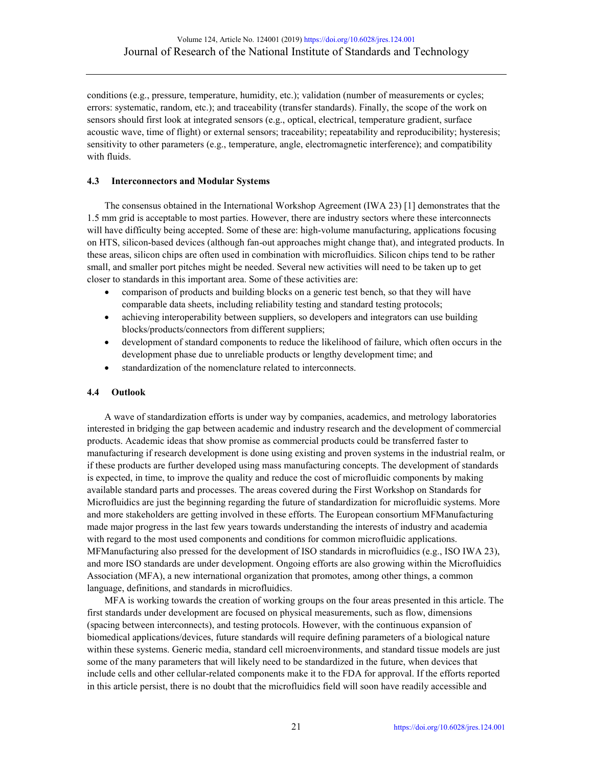conditions (e.g., pressure, temperature, humidity, etc.); validation (number of measurements or cycles; errors: systematic, random, etc.); and traceability (transfer standards). Finally, the scope of the work on sensors should first look at integrated sensors (e.g., optical, electrical, temperature gradient, surface acoustic wave, time of flight) or external sensors; traceability; repeatability and reproducibility; hysteresis; sensitivity to other parameters (e.g., temperature, angle, electromagnetic interference); and compatibility with fluids.

### 4.3 Interconnectors and Modular Systems

The consensus obtained in the International Workshop Agreement (IWA 23) [1] demonstrates that the 1.5 mm grid is acceptable to most parties. However, there are industry sectors where these interconnects will have difficulty being accepted. Some of these are: high-volume manufacturing, applications focusing on HTS, silicon-based devices (although fan-out approaches might change that), and integrated products. In these areas, silicon chips are often used in combination with microfluidics. Silicon chips tend to be rather small, and smaller port pitches might be needed. Several new activities will need to be taken up to get closer to standards in this important area. Some of these activities are:

- comparison of products and building blocks on a generic test bench, so that they will have comparable data sheets, including reliability testing and standard testing protocols;
- achieving interoperability between suppliers, so developers and integrators can use building blocks/products/connectors from different suppliers;
- development of standard components to reduce the likelihood of failure, which often occurs in the development phase due to unreliable products or lengthy development time; and
- standardization of the nomenclature related to interconnects.

### 4.4 Outlook

A wave of standardization efforts is under way by companies, academics, and metrology laboratories interested in bridging the gap between academic and industry research and the development of commercial products. Academic ideas that show promise as commercial products could be transferred faster to manufacturing if research development is done using existing and proven systems in the industrial realm, or if these products are further developed using mass manufacturing concepts. The development of standards is expected, in time, to improve the quality and reduce the cost of microfluidic components by making available standard parts and processes. The areas covered during the First Workshop on Standards for Microfluidics are just the beginning regarding the future of standardization for microfluidic systems. More and more stakeholders are getting involved in these efforts. The European consortium MFManufacturing made major progress in the last few years towards understanding the interests of industry and academia with regard to the most used components and conditions for common microfluidic applications. MFManufacturing also pressed for the development of ISO standards in microfluidics (e.g., ISO IWA 23), and more ISO standards are under development. Ongoing efforts are also growing within the Microfluidics Association (MFA), a new international organization that promotes, among other things, a common language, definitions, and standards in microfluidics.

MFA is working towards the creation of working groups on the four areas presented in this article. The first standards under development are focused on physical measurements, such as flow, dimensions (spacing between interconnects), and testing protocols. However, with the continuous expansion of biomedical applications/devices, future standards will require defining parameters of a biological nature within these systems. Generic media, standard cell microenvironments, and standard tissue models are just some of the many parameters that will likely need to be standardized in the future, when devices that include cells and other cellular-related components make it to the FDA for approval. If the efforts reported in this article persist, there is no doubt that the microfluidics field will soon have readily accessible and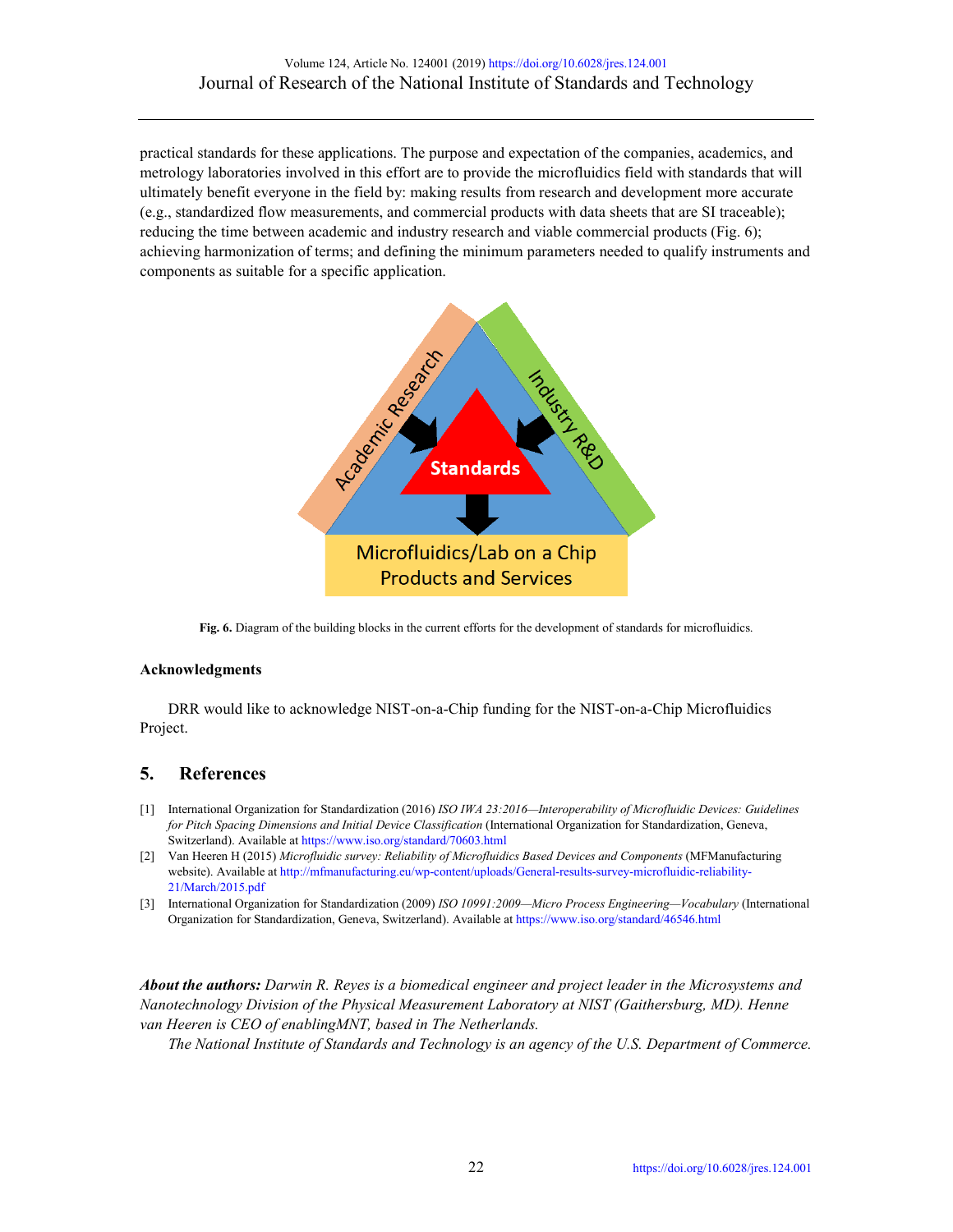practical standards for these applications. The purpose and expectation of the companies, academics, and metrology laboratories involved in this effort are to provide the microfluidics field with standards that will ultimately benefit everyone in the field by: making results from research and development more accurate (e.g., standardized flow measurements, and commercial products with data sheets that are SI traceable); reducing the time between academic and industry research and viable commercial products (Fig. 6); achieving harmonization of terms; and defining the minimum parameters needed to qualify instruments and components as suitable for a specific application.

Academic Research

Industry R&D

Standards

Microfluidics/Lab on a Chip
Products and Services

**Fig. 6.** Diagram of the building blocks in the current efforts for the development of standards for microfluidics.

### Acknowledgments

DRR would like to acknowledge NIST-on-a-Chip funding for the NIST-on-a-Chip Microfluidics Project.

## 5. References

[1] International Organization for Standardization (2016) *ISO IWA 23:2016—Interoperability of Microfluidic Devices: Guidelines for Pitch Spacing Dimensions and Initial Device Classification* (International Organization for Standardization, Geneva, Switzerland). Available at https://www.iso.org/standard/70603.html

[2] Van Heeren H (2015) *Microfluidic survey: Reliability of Microfluidics Based Devices and Components* (MFManufacturing website). Available at http://mfmanufacturing.eu/wp-content/uploads/General-results-survey-microfluidic-reliability-21/March/2015.pdf

[3] International Organization for Standardization (2009) *ISO 10991:2009—Micro Process Engineering—Vocabulary* (International Organization for Standardization, Geneva, Switzerland). Available at https://www.iso.org/standard/46546.html

***About the authors:*** *Darwin R. Reyes is a biomedical engineer and project leader in the Microsystems and Nanotechnology Division of the Physical Measurement Laboratory at NIST (Gaithersburg, MD). Henne van Heeren is CEO of enablingMNT, based in The Netherlands.*

*The National Institute of Standards and Technology is an agency of the U.S. Department of Commerce.*